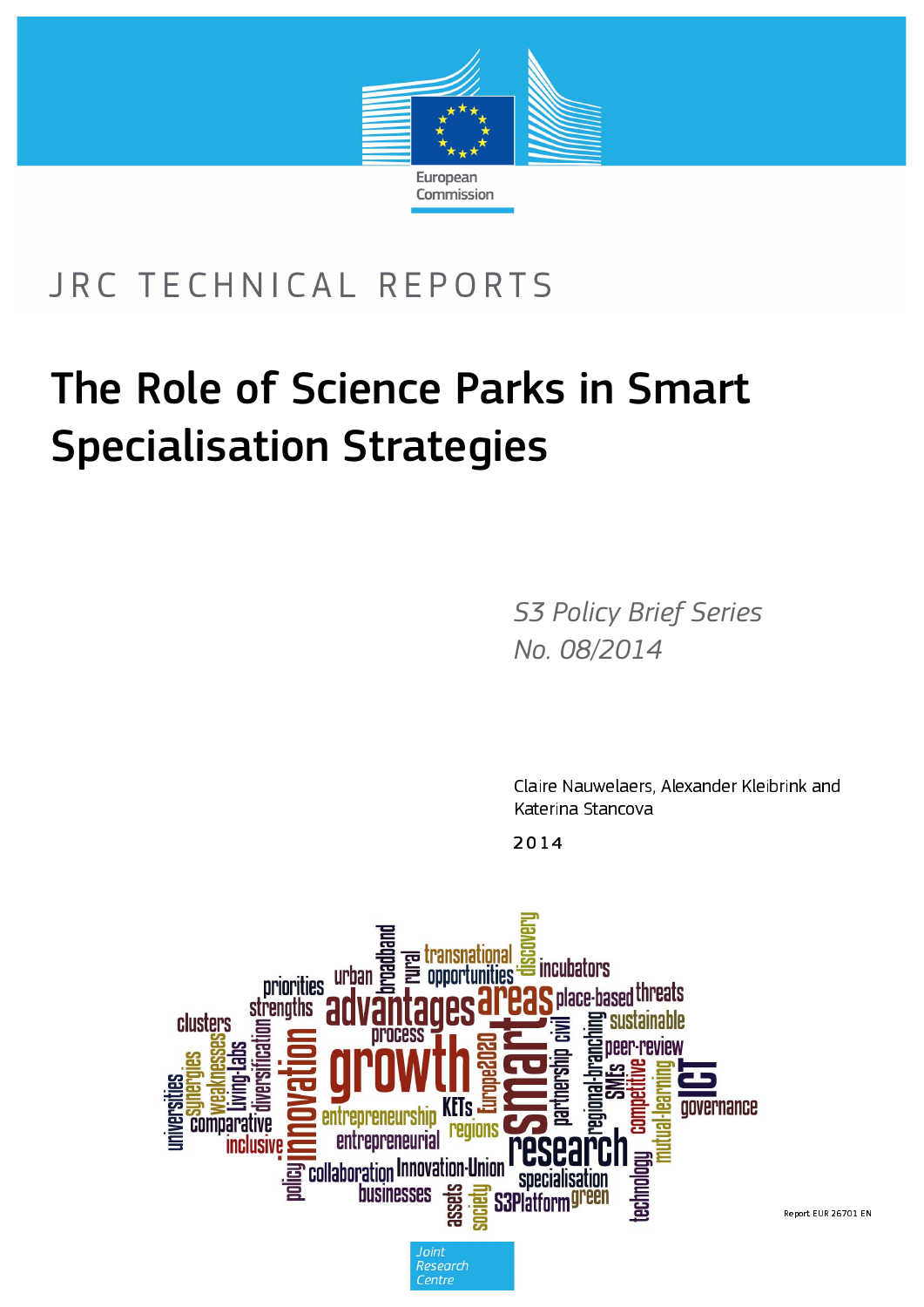European Commission

JRC TECHNICAL REPORTS

# The Role of Science Parks in Smart Specialisation Strategies

*S3 Policy Brief Series*
*No. 08/2014*

Claire Nauwelaers, Alexander Kleibrink and Katerina Stancova

2014

Report EUR 26701 EN

Joint Research Centre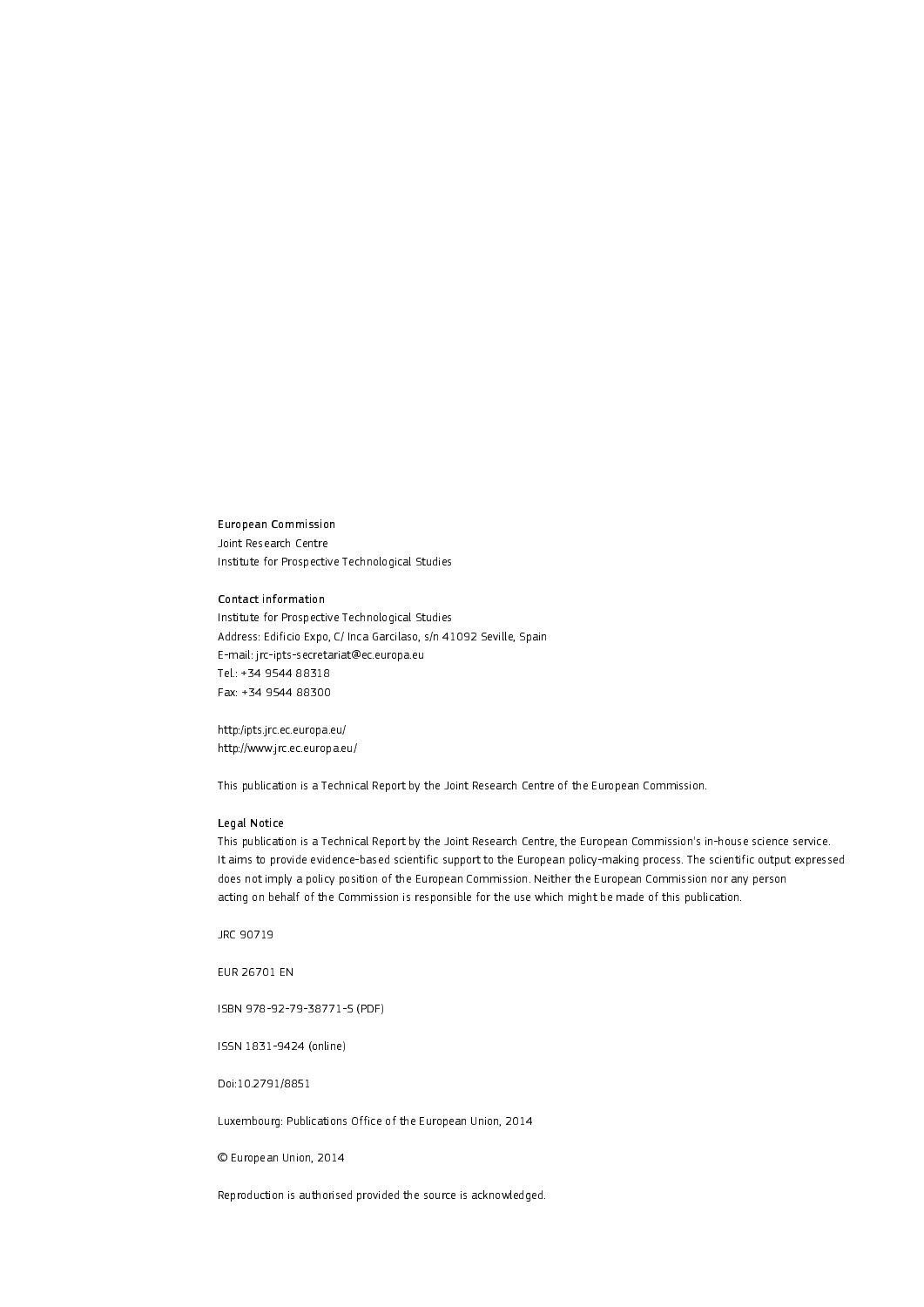**European Commission**
Joint Research Centre
Institute for Prospective Technological Studies

**Contact information**
Institute for Prospective Technological Studies
Address: Edificio Expo, C/ Inca Garcilaso, s/n 41092 Seville, Spain
E-mail: jrc-ipts-secretariat@ec.europa.eu
Tel.: +34 9544 88318
Fax: +34 9544 88300

http://ipts.jrc.ec.europa.eu/
http://www.jrc.ec.europa.eu/

This publication is a Technical Report by the Joint Research Centre of the European Commission.

**Legal Notice**
This publication is a Technical Report by the Joint Research Centre, the European Commission's in-house science service.
It aims to provide evidence-based scientific support to the European policy-making process. The scientific output expressed does not imply a policy position of the European Commission. Neither the European Commission nor any person acting on behalf of the Commission is responsible for the use which might be made of this publication.

JRC 90719

EUR 26701 EN

ISBN 978-92-79-38771-5 (PDF)

ISSN 1831-9424 (online)

Doi:10.2791/8851

Luxembourg: Publications Office of the European Union, 2014

© European Union, 2014

Reproduction is authorised provided the source is acknowledged.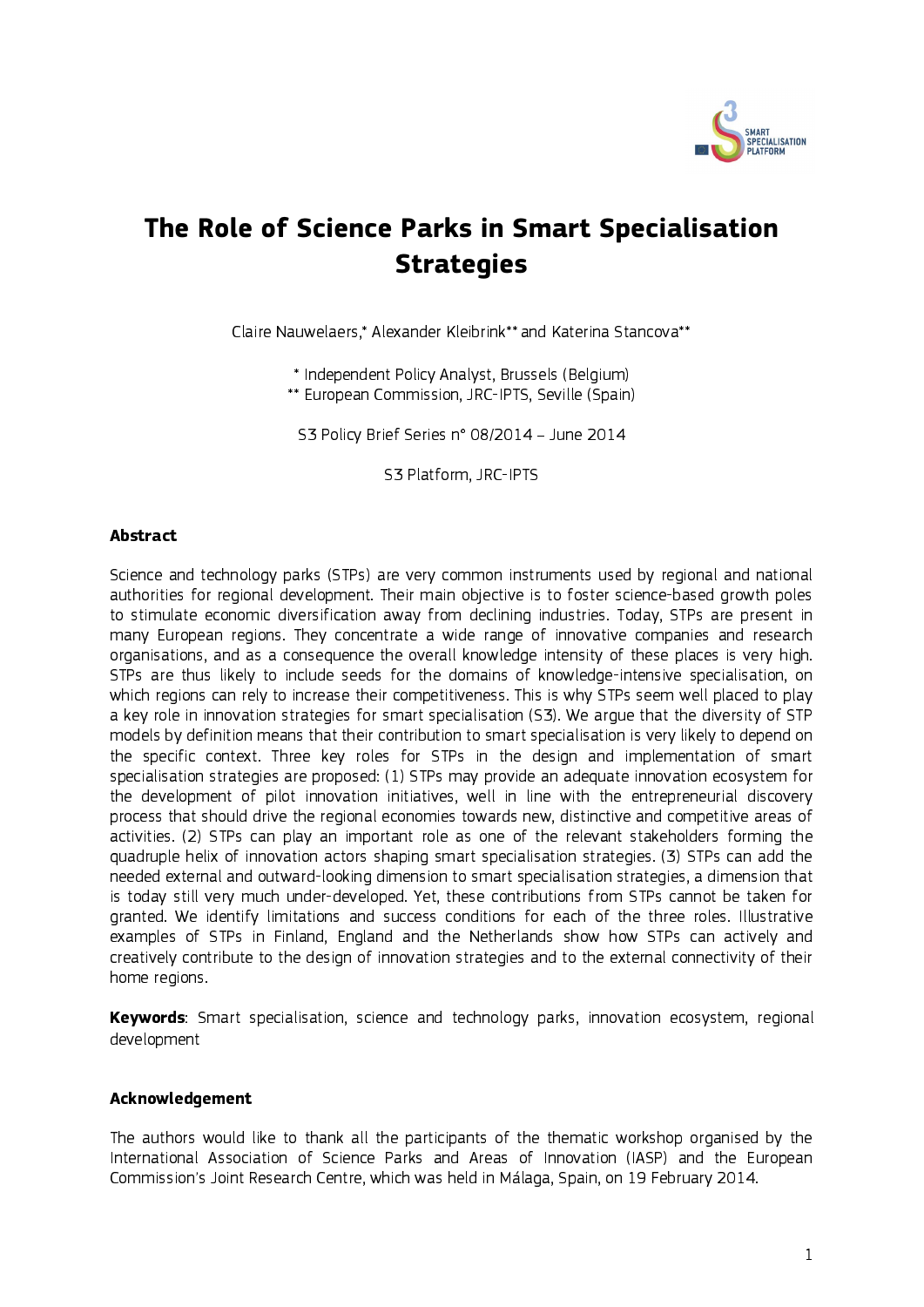# The Role of Science Parks in Smart Specialisation Strategies

Claire Nauwelaers,* Alexander Kleibrink** and Katerina Stancova**

\* Independent Policy Analyst, Brussels (Belgium)
\** European Commission, JRC-IPTS, Seville (Spain)

S3 Policy Brief Series n° 08/2014 – June 2014

S3 Platform, JRC-IPTS

**Abstract**

Science and technology parks (STPs) are very common instruments used by regional and national authorities for regional development. Their main objective is to foster science-based growth poles to stimulate economic diversification away from declining industries. Today, STPs are present in many European regions. They concentrate a wide range of innovative companies and research organisations, and as a consequence the overall knowledge intensity of these places is very high. STPs are thus likely to include seeds for the domains of knowledge-intensive specialisation, on which regions can rely to increase their competitiveness. This is why STPs seem well placed to play a key role in innovation strategies for smart specialisation (S3). We argue that the diversity of STP models by definition means that their contribution to smart specialisation is very likely to depend on the specific context. Three key roles for STPs in the design and implementation of smart specialisation strategies are proposed: (1) STPs may provide an adequate innovation ecosystem for the development of pilot innovation initiatives, well in line with the entrepreneurial discovery process that should drive the regional economies towards new, distinctive and competitive areas of activities. (2) STPs can play an important role as one of the relevant stakeholders forming the quadruple helix of innovation actors shaping smart specialisation strategies. (3) STPs can add the needed external and outward-looking dimension to smart specialisation strategies, a dimension that is today still very much under-developed. Yet, these contributions from STPs cannot be taken for granted. We identify limitations and success conditions for each of the three roles. Illustrative examples of STPs in Finland, England and the Netherlands show how STPs can actively and creatively contribute to the design of innovation strategies and to the external connectivity of their home regions.

**Keywords**: Smart specialisation, science and technology parks, innovation ecosystem, regional development

**Acknowledgement**

The authors would like to thank all the participants of the thematic workshop organised by the International Association of Science Parks and Areas of Innovation (IASP) and the European Commission's Joint Research Centre, which was held in Málaga, Spain, on 19 February 2014.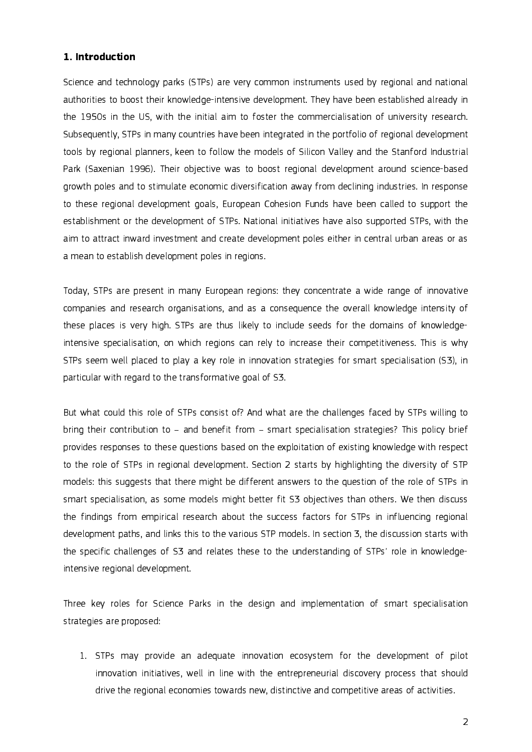## 1. Introduction

Science and technology parks (STPs) are very common instruments used by regional and national authorities to boost their knowledge-intensive development. They have been established already in the 1950s in the US, with the initial aim to foster the commercialisation of university research. Subsequently, STPs in many countries have been integrated in the portfolio of regional development tools by regional planners, keen to follow the models of Silicon Valley and the Stanford Industrial Park (Saxenian 1996). Their objective was to boost regional development around science-based growth poles and to stimulate economic diversification away from declining industries. In response to these regional development goals, European Cohesion Funds have been called to support the establishment or the development of STPs. National initiatives have also supported STPs, with the aim to attract inward investment and create development poles either in central urban areas or as a mean to establish development poles in regions.

Today, STPs are present in many European regions: they concentrate a wide range of innovative companies and research organisations, and as a consequence the overall knowledge intensity of these places is very high. STPs are thus likely to include seeds for the domains of knowledge-intensive specialisation, on which regions can rely to increase their competitiveness. This is why STPs seem well placed to play a key role in innovation strategies for smart specialisation (S3), in particular with regard to the transformative goal of S3.

But what could this role of STPs consist of? And what are the challenges faced by STPs willing to bring their contribution to – and benefit from – smart specialisation strategies? This policy brief provides responses to these questions based on the exploitation of existing knowledge with respect to the role of STPs in regional development. Section 2 starts by highlighting the diversity of STP models: this suggests that there might be different answers to the question of the role of STPs in smart specialisation, as some models might better fit S3 objectives than others. We then discuss the findings from empirical research about the success factors for STPs in influencing regional development paths, and links this to the various STP models. In section 3, the discussion starts with the specific challenges of S3 and relates these to the understanding of STPs' role in knowledge-intensive regional development.

Three key roles for Science Parks in the design and implementation of smart specialisation strategies are proposed:

1. STPs may provide an adequate innovation ecosystem for the development of pilot innovation initiatives, well in line with the entrepreneurial discovery process that should drive the regional economies towards new, distinctive and competitive areas of activities.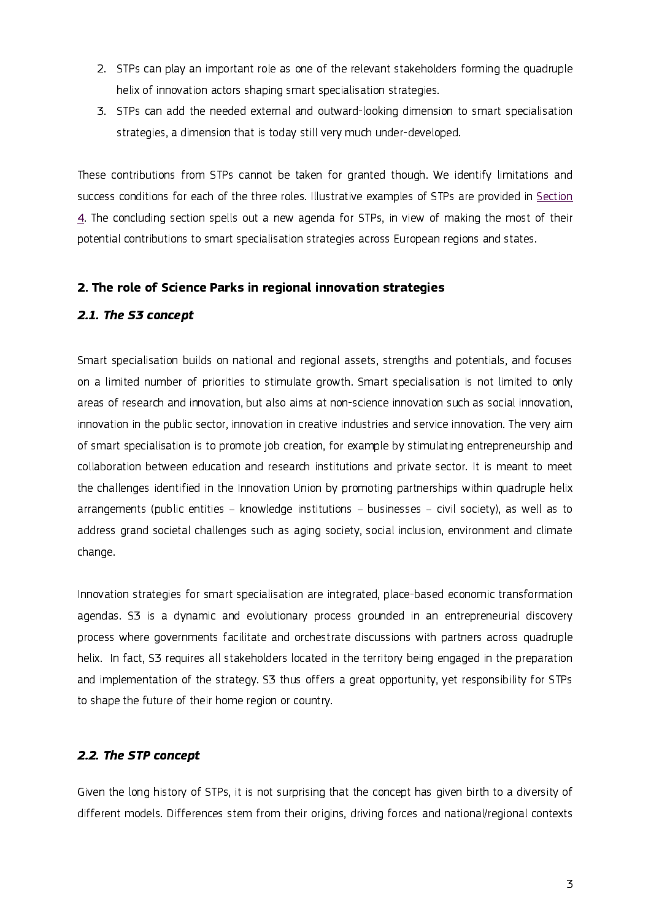2. STPs can play an important role as one of the relevant stakeholders forming the quadruple helix of innovation actors shaping smart specialisation strategies.
3. STPs can add the needed external and outward-looking dimension to smart specialisation strategies, a dimension that is today still very much under-developed.

These contributions from STPs cannot be taken for granted though. We identify limitations and success conditions for each of the three roles. Illustrative examples of STPs are provided in Section 4. The concluding section spells out a new agenda for STPs, in view of making the most of their potential contributions to smart specialisation strategies across European regions and states.

## 2. The role of Science Parks in regional innovation strategies

### *2.1. The S3 concept*

Smart specialisation builds on national and regional assets, strengths and potentials, and focuses on a limited number of priorities to stimulate growth. Smart specialisation is not limited to only areas of research and innovation, but also aims at non-science innovation such as social innovation, innovation in the public sector, innovation in creative industries and service innovation. The very aim of smart specialisation is to promote job creation, for example by stimulating entrepreneurship and collaboration between education and research institutions and private sector. It is meant to meet the challenges identified in the Innovation Union by promoting partnerships within quadruple helix arrangements (public entities – knowledge institutions – businesses – civil society), as well as to address grand societal challenges such as aging society, social inclusion, environment and climate change.

Innovation strategies for smart specialisation are integrated, place-based economic transformation agendas. S3 is a dynamic and evolutionary process grounded in an entrepreneurial discovery process where governments facilitate and orchestrate discussions with partners across quadruple helix. In fact, S3 requires all stakeholders located in the territory being engaged in the preparation and implementation of the strategy. S3 thus offers a great opportunity, yet responsibility for STPs to shape the future of their home region or country.

### *2.2. The STP concept*

Given the long history of STPs, it is not surprising that the concept has given birth to a diversity of different models. Differences stem from their origins, driving forces and national/regional contexts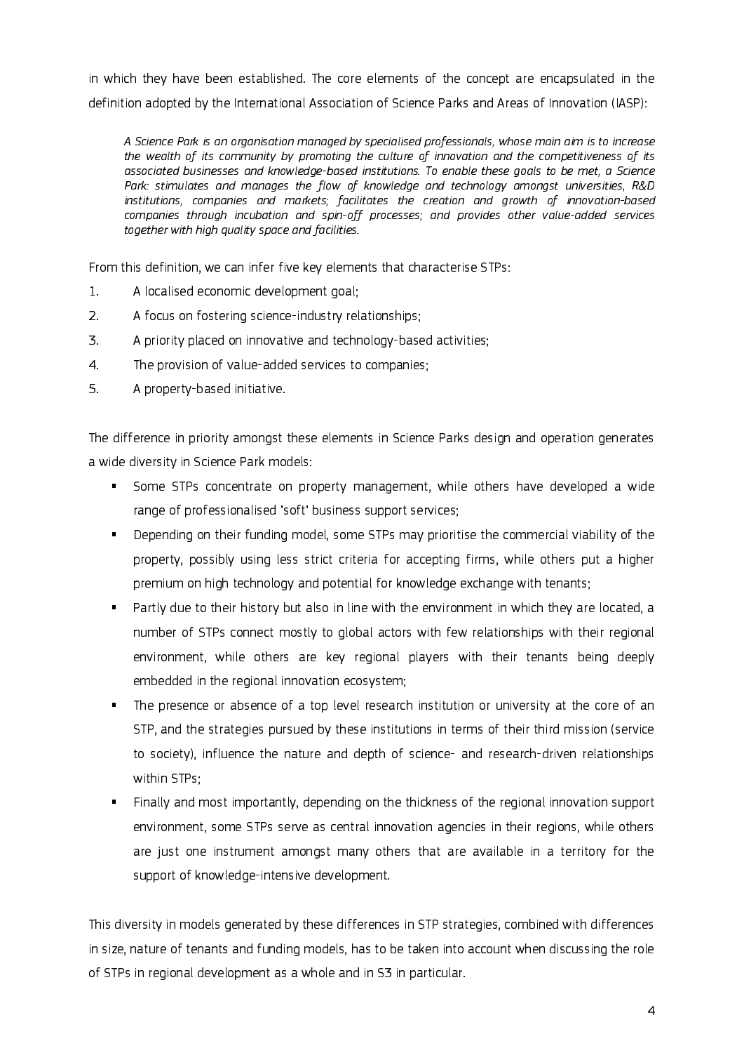in which they have been established. The core elements of the concept are encapsulated in the definition adopted by the International Association of Science Parks and Areas of Innovation (IASP):

> *A Science Park is an organisation managed by specialised professionals, whose main aim is to increase the wealth of its community by promoting the culture of innovation and the competitiveness of its associated businesses and knowledge-based institutions. To enable these goals to be met, a Science Park: stimulates and manages the flow of knowledge and technology amongst universities, R&D institutions, companies and markets; facilitates the creation and growth of innovation-based companies through incubation and spin-off processes; and provides other value-added services together with high quality space and facilities.*

From this definition, we can infer five key elements that characterise STPs:

1. A localised economic development goal;
2. A focus on fostering science-industry relationships;
3. A priority placed on innovative and technology-based activities;
4. The provision of value-added services to companies;
5. A property-based initiative.

The difference in priority amongst these elements in Science Parks design and operation generates a wide diversity in Science Park models:

- Some STPs concentrate on property management, while others have developed a wide range of professionalised 'soft' business support services;
- Depending on their funding model, some STPs may prioritise the commercial viability of the property, possibly using less strict criteria for accepting firms, while others put a higher premium on high technology and potential for knowledge exchange with tenants;
- Partly due to their history but also in line with the environment in which they are located, a number of STPs connect mostly to global actors with few relationships with their regional environment, while others are key regional players with their tenants being deeply embedded in the regional innovation ecosystem;
- The presence or absence of a top level research institution or university at the core of an STP, and the strategies pursued by these institutions in terms of their third mission (service to society), influence the nature and depth of science- and research-driven relationships within STPs;
- Finally and most importantly, depending on the thickness of the regional innovation support environment, some STPs serve as central innovation agencies in their regions, while others are just one instrument amongst many others that are available in a territory for the support of knowledge-intensive development.

This diversity in models generated by these differences in STP strategies, combined with differences in size, nature of tenants and funding models, has to be taken into account when discussing the role of STPs in regional development as a whole and in S3 in particular.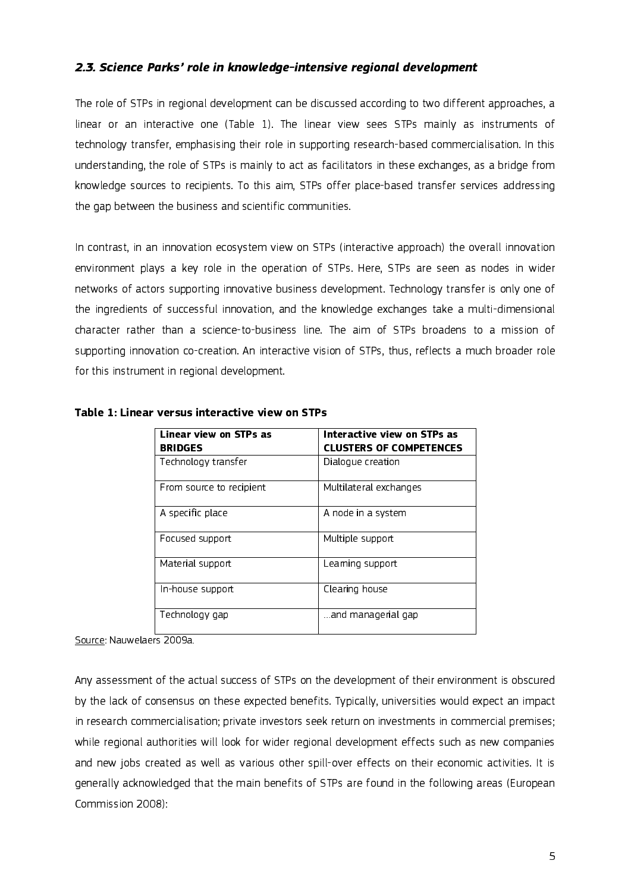### *2.3. Science Parks' role in knowledge-intensive regional development*

The role of STPs in regional development can be discussed according to two different approaches, a linear or an interactive one (Table 1). The linear view sees STPs mainly as instruments of technology transfer, emphasising their role in supporting research-based commercialisation. In this understanding, the role of STPs is mainly to act as facilitators in these exchanges, as a bridge from knowledge sources to recipients. To this aim, STPs offer place-based transfer services addressing the gap between the business and scientific communities.

In contrast, in an innovation ecosystem view on STPs (interactive approach) the overall innovation environment plays a key role in the operation of STPs. Here, STPs are seen as nodes in wider networks of actors supporting innovative business development. Technology transfer is only one of the ingredients of successful innovation, and the knowledge exchanges take a multi-dimensional character rather than a science-to-business line. The aim of STPs broadens to a mission of supporting innovation co-creation. An interactive vision of STPs, thus, reflects a much broader role for this instrument in regional development.

**Table 1: Linear versus interactive view on STPs**

| **Linear view on STPs as BRIDGES** | **Interactive view on STPs as CLUSTERS OF COMPETENCES** |
|---|---|
| Technology transfer | Dialogue creation |
| From source to recipient | Multilateral exchanges |
| A specific place | A node in a system |
| Focused support | Multiple support |
| Material support | Learning support |
| In-house support | Clearing house |
| Technology gap | ...and managerial gap |

Source: Nauwelaers 2009a.

Any assessment of the actual success of STPs on the development of their environment is obscured by the lack of consensus on these expected benefits. Typically, universities would expect an impact in research commercialisation; private investors seek return on investments in commercial premises; while regional authorities will look for wider regional development effects such as new companies and new jobs created as well as various other spill-over effects on their economic activities. It is generally acknowledged that the main benefits of STPs are found in the following areas (European Commission 2008):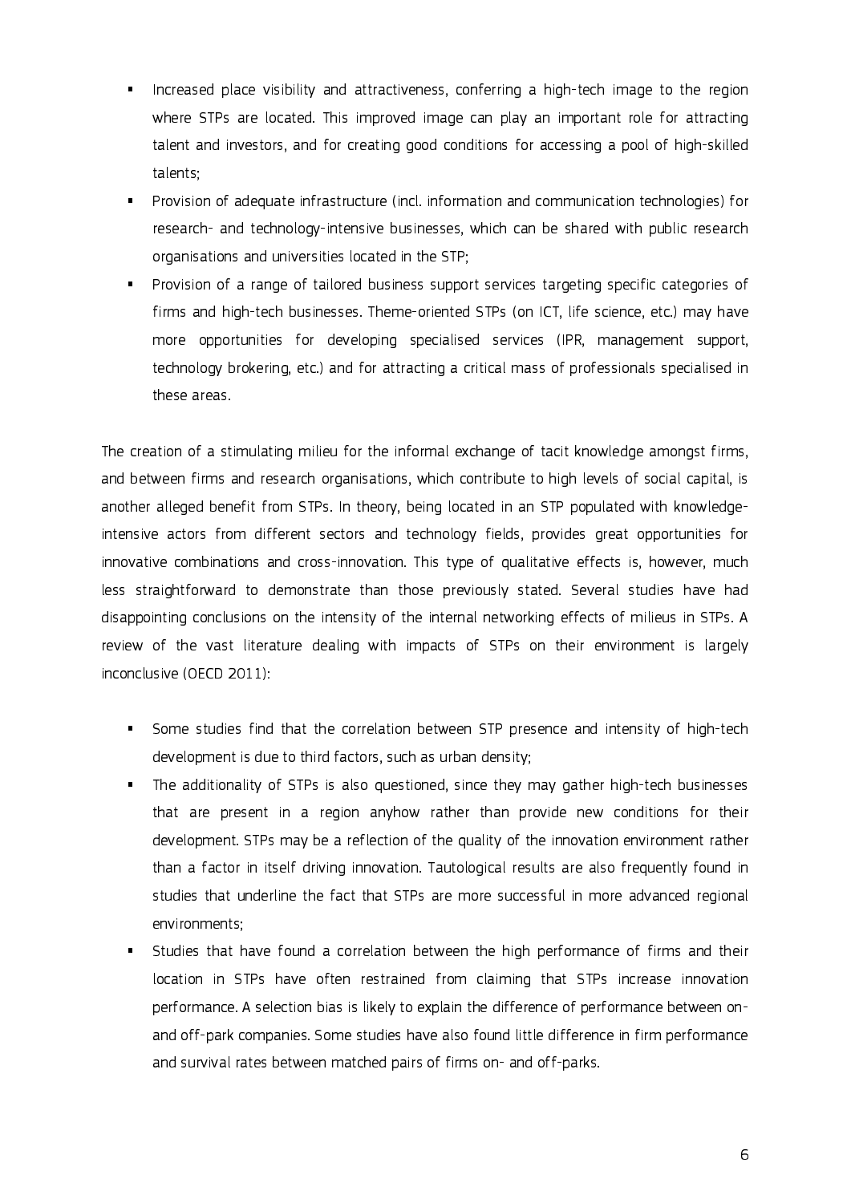- Increased place visibility and attractiveness, conferring a high-tech image to the region where STPs are located. This improved image can play an important role for attracting talent and investors, and for creating good conditions for accessing a pool of high-skilled talents;
- Provision of adequate infrastructure (incl. information and communication technologies) for research- and technology-intensive businesses, which can be shared with public research organisations and universities located in the STP;
- Provision of a range of tailored business support services targeting specific categories of firms and high-tech businesses. Theme-oriented STPs (on ICT, life science, etc.) may have more opportunities for developing specialised services (IPR, management support, technology brokering, etc.) and for attracting a critical mass of professionals specialised in these areas.

The creation of a stimulating milieu for the informal exchange of tacit knowledge amongst firms, and between firms and research organisations, which contribute to high levels of social capital, is another alleged benefit from STPs. In theory, being located in an STP populated with knowledge-intensive actors from different sectors and technology fields, provides great opportunities for innovative combinations and cross-innovation. This type of qualitative effects is, however, much less straightforward to demonstrate than those previously stated. Several studies have had disappointing conclusions on the intensity of the internal networking effects of milieus in STPs. A review of the vast literature dealing with impacts of STPs on their environment is largely inconclusive (OECD 2011):

- Some studies find that the correlation between STP presence and intensity of high-tech development is due to third factors, such as urban density;
- The additionality of STPs is also questioned, since they may gather high-tech businesses that are present in a region anyhow rather than provide new conditions for their development. STPs may be a reflection of the quality of the innovation environment rather than a factor in itself driving innovation. Tautological results are also frequently found in studies that underline the fact that STPs are more successful in more advanced regional environments;
- Studies that have found a correlation between the high performance of firms and their location in STPs have often restrained from claiming that STPs increase innovation performance. A selection bias is likely to explain the difference of performance between on- and off-park companies. Some studies have also found little difference in firm performance and survival rates between matched pairs of firms on- and off-parks.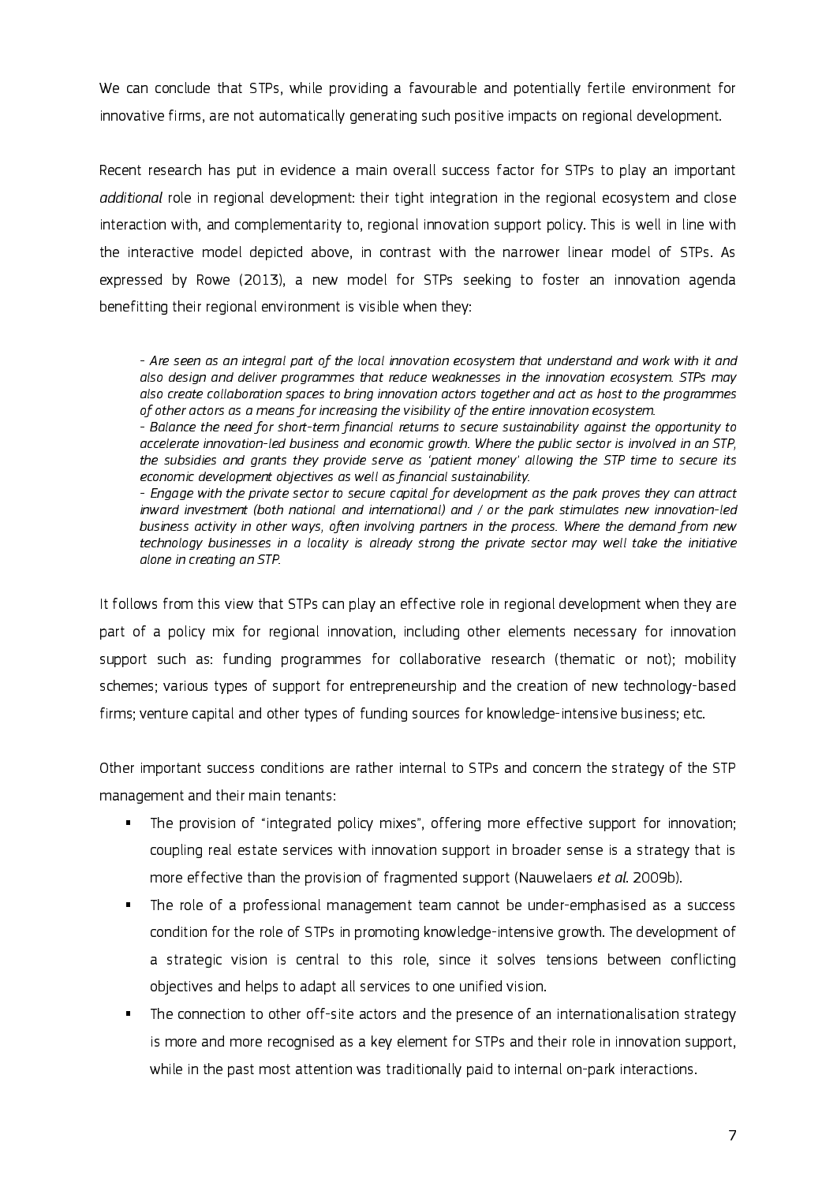We can conclude that STPs, while providing a favourable and potentially fertile environment for innovative firms, are not automatically generating such positive impacts on regional development.

Recent research has put in evidence a main overall success factor for STPs to play an important *additional* role in regional development: their tight integration in the regional ecosystem and close interaction with, and complementarity to, regional innovation support policy. This is well in line with the interactive model depicted above, in contrast with the narrower linear model of STPs. As expressed by Rowe (2013), a new model for STPs seeking to foster an innovation agenda benefitting their regional environment is visible when they:

> *- Are seen as an integral part of the local innovation ecosystem that understand and work with it and also design and deliver programmes that reduce weaknesses in the innovation ecosystem. STPs may also create collaboration spaces to bring innovation actors together and act as host to the programmes of other actors as a means for increasing the visibility of the entire innovation ecosystem.*
>
> *- Balance the need for short-term financial returns to secure sustainability against the opportunity to accelerate innovation-led business and economic growth. Where the public sector is involved in an STP, the subsidies and grants they provide serve as 'patient money' allowing the STP time to secure its economic development objectives as well as financial sustainability.*
>
> *- Engage with the private sector to secure capital for development as the park proves they can attract inward investment (both national and international) and / or the park stimulates new innovation-led business activity in other ways, often involving partners in the process. Where the demand from new technology businesses in a locality is already strong the private sector may well take the initiative alone in creating an STP.*

It follows from this view that STPs can play an effective role in regional development when they are part of a policy mix for regional innovation, including other elements necessary for innovation support such as: funding programmes for collaborative research (thematic or not); mobility schemes; various types of support for entrepreneurship and the creation of new technology-based firms; venture capital and other types of funding sources for knowledge-intensive business; etc.

Other important success conditions are rather internal to STPs and concern the strategy of the STP management and their main tenants:

- The provision of "integrated policy mixes", offering more effective support for innovation; coupling real estate services with innovation support in broader sense is a strategy that is more effective than the provision of fragmented support (Nauwelaers *et al.* 2009b).
- The role of a professional management team cannot be under-emphasised as a success condition for the role of STPs in promoting knowledge-intensive growth. The development of a strategic vision is central to this role, since it solves tensions between conflicting objectives and helps to adapt all services to one unified vision.
- The connection to other off-site actors and the presence of an internationalisation strategy is more and more recognised as a key element for STPs and their role in innovation support, while in the past most attention was traditionally paid to internal on-park interactions.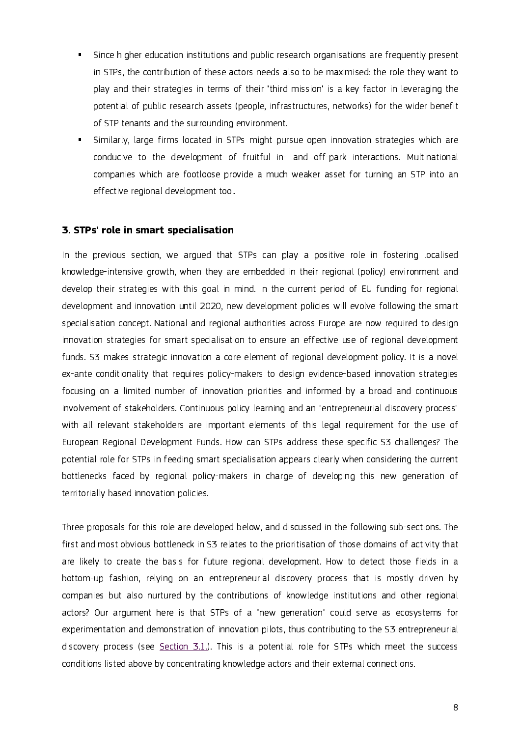- Since higher education institutions and public research organisations are frequently present in STPs, the contribution of these actors needs also to be maximised: the role they want to play and their strategies in terms of their 'third mission' is a key factor in leveraging the potential of public research assets (people, infrastructures, networks) for the wider benefit of STP tenants and the surrounding environment.
- Similarly, large firms located in STPs might pursue open innovation strategies which are conducive to the development of fruitful in- and off-park interactions. Multinational companies which are footloose provide a much weaker asset for turning an STP into an effective regional development tool.

## 3. STPs' role in smart specialisation

In the previous section, we argued that STPs can play a positive role in fostering localised knowledge-intensive growth, when they are embedded in their regional (policy) environment and develop their strategies with this goal in mind. In the current period of EU funding for regional development and innovation until 2020, new development policies will evolve following the smart specialisation concept. National and regional authorities across Europe are now required to design innovation strategies for smart specialisation to ensure an effective use of regional development funds. S3 makes strategic innovation a core element of regional development policy. It is a novel ex-ante conditionality that requires policy-makers to design evidence-based innovation strategies focusing on a limited number of innovation priorities and informed by a broad and continuous involvement of stakeholders. Continuous policy learning and an "entrepreneurial discovery process" with all relevant stakeholders are important elements of this legal requirement for the use of European Regional Development Funds. How can STPs address these specific S3 challenges? The potential role for STPs in feeding smart specialisation appears clearly when considering the current bottlenecks faced by regional policy-makers in charge of developing this new generation of territorially based innovation policies.

Three proposals for this role are developed below, and discussed in the following sub-sections. The first and most obvious bottleneck in S3 relates to the prioritisation of those domains of activity that are likely to create the basis for future regional development. How to detect those fields in a bottom-up fashion, relying on an entrepreneurial discovery process that is mostly driven by companies but also nurtured by the contributions of knowledge institutions and other regional actors? Our argument here is that STPs of a “new generation” could serve as ecosystems for experimentation and demonstration of innovation pilots, thus contributing to the S3 entrepreneurial discovery process (see Section 3.1.). This is a potential role for STPs which meet the success conditions listed above by concentrating knowledge actors and their external connections.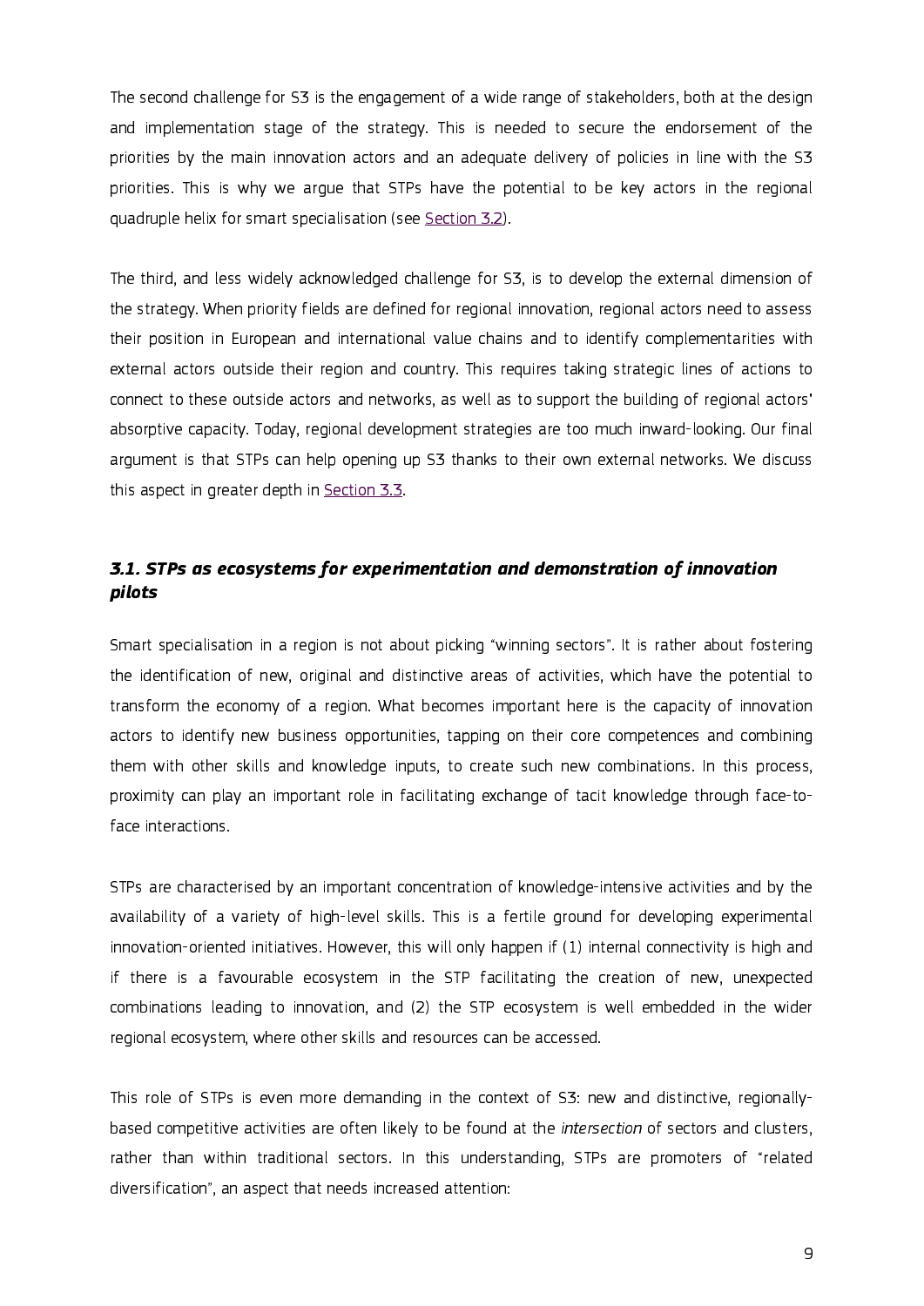The second challenge for S3 is the engagement of a wide range of stakeholders, both at the design and implementation stage of the strategy. This is needed to secure the endorsement of the priorities by the main innovation actors and an adequate delivery of policies in line with the S3 priorities. This is why we argue that STPs have the potential to be key actors in the regional quadruple helix for smart specialisation (see Section 3.2).

The third, and less widely acknowledged challenge for S3, is to develop the external dimension of the strategy. When priority fields are defined for regional innovation, regional actors need to assess their position in European and international value chains and to identify complementarities with external actors outside their region and country. This requires taking strategic lines of actions to connect to these outside actors and networks, as well as to support the building of regional actors' absorptive capacity. Today, regional development strategies are too much inward-looking. Our final argument is that STPs can help opening up S3 thanks to their own external networks. We discuss this aspect in greater depth in Section 3.3.

### *3.1. STPs as ecosystems for experimentation and demonstration of innovation pilots*

Smart specialisation in a region is not about picking "winning sectors". It is rather about fostering the identification of new, original and distinctive areas of activities, which have the potential to transform the economy of a region. What becomes important here is the capacity of innovation actors to identify new business opportunities, tapping on their core competences and combining them with other skills and knowledge inputs, to create such new combinations. In this process, proximity can play an important role in facilitating exchange of tacit knowledge through face-to-face interactions.

STPs are characterised by an important concentration of knowledge-intensive activities and by the availability of a variety of high-level skills. This is a fertile ground for developing experimental innovation-oriented initiatives. However, this will only happen if (1) internal connectivity is high and if there is a favourable ecosystem in the STP facilitating the creation of new, unexpected combinations leading to innovation, and (2) the STP ecosystem is well embedded in the wider regional ecosystem, where other skills and resources can be accessed.

This role of STPs is even more demanding in the context of S3: new and distinctive, regionally-based competitive activities are often likely to be found at the *intersection* of sectors and clusters, rather than within traditional sectors. In this understanding, STPs are promoters of "related diversification", an aspect that needs increased attention: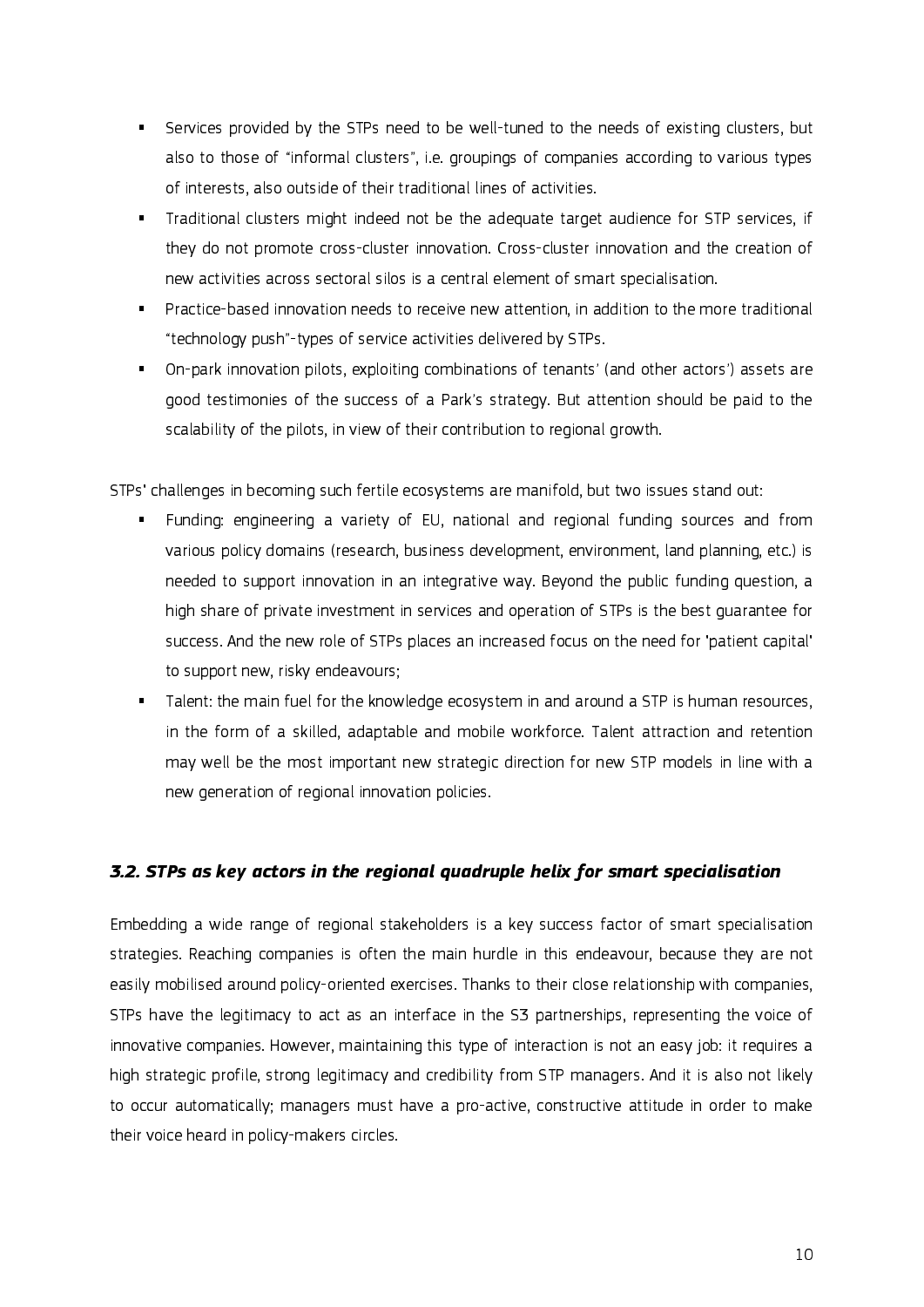- Services provided by the STPs need to be well-tuned to the needs of existing clusters, but also to those of "informal clusters", i.e. groupings of companies according to various types of interests, also outside of their traditional lines of activities.
- Traditional clusters might indeed not be the adequate target audience for STP services, if they do not promote cross-cluster innovation. Cross-cluster innovation and the creation of new activities across sectoral silos is a central element of smart specialisation.
- Practice-based innovation needs to receive new attention, in addition to the more traditional "technology push"-types of service activities delivered by STPs.
- On-park innovation pilots, exploiting combinations of tenants' (and other actors') assets are good testimonies of the success of a Park's strategy. But attention should be paid to the scalability of the pilots, in view of their contribution to regional growth.

STPs' challenges in becoming such fertile ecosystems are manifold, but two issues stand out:

- Funding: engineering a variety of EU, national and regional funding sources and from various policy domains (research, business development, environment, land planning, etc.) is needed to support innovation in an integrative way. Beyond the public funding question, a high share of private investment in services and operation of STPs is the best guarantee for success. And the new role of STPs places an increased focus on the need for 'patient capital' to support new, risky endeavours;
- Talent: the main fuel for the knowledge ecosystem in and around a STP is human resources, in the form of a skilled, adaptable and mobile workforce. Talent attraction and retention may well be the most important new strategic direction for new STP models in line with a new generation of regional innovation policies.

### *3.2. STPs as key actors in the regional quadruple helix for smart specialisation*

Embedding a wide range of regional stakeholders is a key success factor of smart specialisation strategies. Reaching companies is often the main hurdle in this endeavour, because they are not easily mobilised around policy-oriented exercises. Thanks to their close relationship with companies, STPs have the legitimacy to act as an interface in the S3 partnerships, representing the voice of innovative companies. However, maintaining this type of interaction is not an easy job: it requires a high strategic profile, strong legitimacy and credibility from STP managers. And it is also not likely to occur automatically; managers must have a pro-active, constructive attitude in order to make their voice heard in policy-makers circles.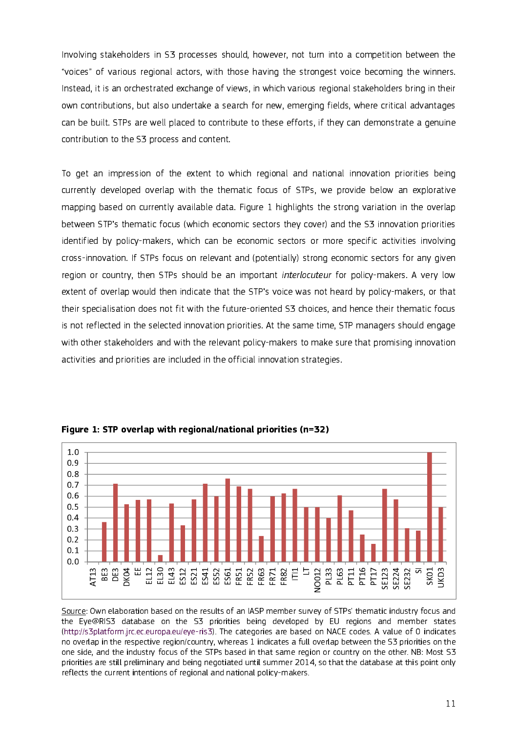Involving stakeholders in S3 processes should, however, not turn into a competition between the "voices" of various regional actors, with those having the strongest voice becoming the winners. Instead, it is an orchestrated exchange of views, in which various regional stakeholders bring in their own contributions, but also undertake a search for new, emerging fields, where critical advantages can be built. STPs are well placed to contribute to these efforts, if they can demonstrate a genuine contribution to the S3 process and content.

To get an impression of the extent to which regional and national innovation priorities being currently developed overlap with the thematic focus of STPs, we provide below an explorative mapping based on currently available data. Figure 1 highlights the strong variation in the overlap between STP's thematic focus (which economic sectors they cover) and the S3 innovation priorities identified by policy-makers, which can be economic sectors or more specific activities involving cross-innovation. If STPs focus on relevant and (potentially) strong economic sectors for any given region or country, then STPs should be an important *interlocuteur* for policy-makers. A very low extent of overlap would then indicate that the STP's voice was not heard by policy-makers, or that their specialisation does not fit with the future-oriented S3 choices, and hence their thematic focus is not reflected in the selected innovation priorities. At the same time, STP managers should engage with other stakeholders and with the relevant policy-makers to make sure that promising innovation activities and priorities are included in the official innovation strategies.

**Figure 1: STP overlap with regional/national priorities (n=32)**

Source: Own elaboration based on the results of an IASP member survey of STPs' thematic industry focus and the Eye@RIS3 database on the S3 priorities being developed by EU regions and member states (http://s3platform.jrc.ec.europa.eu/eye-ris3). The categories are based on NACE codes. A value of 0 indicates no overlap in the respective region/country, whereas 1 indicates a full overlap between the S3 priorities on the one side, and the industry focus of the STPs based in that same region or country on the other. NB: Most S3 priorities are still preliminary and being negotiated until summer 2014, so that the database at this point only reflects the current intentions of regional and national policy-makers.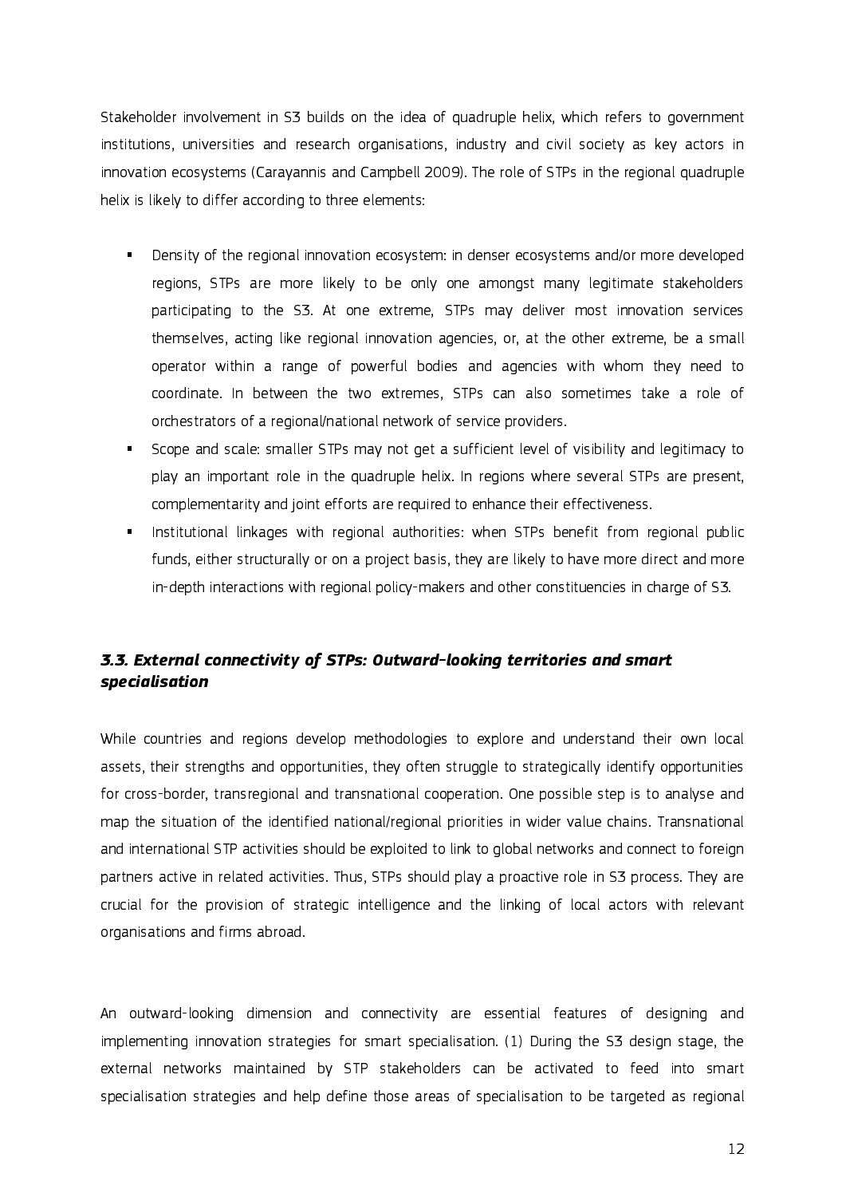Stakeholder involvement in S3 builds on the idea of quadruple helix, which refers to government institutions, universities and research organisations, industry and civil society as key actors in innovation ecosystems (Carayannis and Campbell 2009). The role of STPs in the regional quadruple helix is likely to differ according to three elements:

- Density of the regional innovation ecosystem: in denser ecosystems and/or more developed regions, STPs are more likely to be only one amongst many legitimate stakeholders participating to the S3. At one extreme, STPs may deliver most innovation services themselves, acting like regional innovation agencies, or, at the other extreme, be a small operator within a range of powerful bodies and agencies with whom they need to coordinate. In between the two extremes, STPs can also sometimes take a role of orchestrators of a regional/national network of service providers.
- Scope and scale: smaller STPs may not get a sufficient level of visibility and legitimacy to play an important role in the quadruple helix. In regions where several STPs are present, complementarity and joint efforts are required to enhance their effectiveness.
- Institutional linkages with regional authorities: when STPs benefit from regional public funds, either structurally or on a project basis, they are likely to have more direct and more in-depth interactions with regional policy-makers and other constituencies in charge of S3.

### *3.3. External connectivity of STPs: Outward-looking territories and smart specialisation*

While countries and regions develop methodologies to explore and understand their own local assets, their strengths and opportunities, they often struggle to strategically identify opportunities for cross-border, transregional and transnational cooperation. One possible step is to analyse and map the situation of the identified national/regional priorities in wider value chains. Transnational and international STP activities should be exploited to link to global networks and connect to foreign partners active in related activities. Thus, STPs should play a proactive role in S3 process. They are crucial for the provision of strategic intelligence and the linking of local actors with relevant organisations and firms abroad.

An outward-looking dimension and connectivity are essential features of designing and implementing innovation strategies for smart specialisation. (1) During the S3 design stage, the external networks maintained by STP stakeholders can be activated to feed into smart specialisation strategies and help define those areas of specialisation to be targeted as regional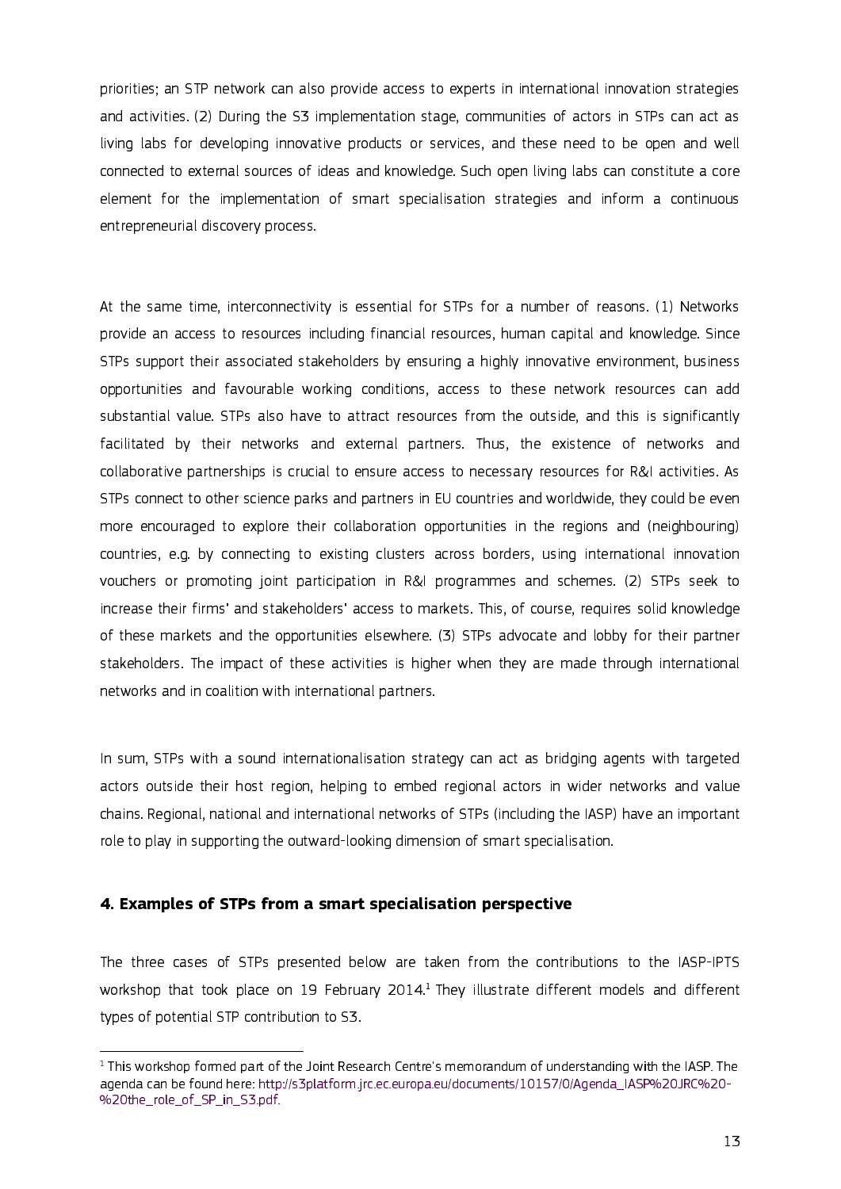priorities; an STP network can also provide access to experts in international innovation strategies and activities. (2) During the S3 implementation stage, communities of actors in STPs can act as living labs for developing innovative products or services, and these need to be open and well connected to external sources of ideas and knowledge. Such open living labs can constitute a core element for the implementation of smart specialisation strategies and inform a continuous entrepreneurial discovery process.

At the same time, interconnectivity is essential for STPs for a number of reasons. (1) Networks provide an access to resources including financial resources, human capital and knowledge. Since STPs support their associated stakeholders by ensuring a highly innovative environment, business opportunities and favourable working conditions, access to these network resources can add substantial value. STPs also have to attract resources from the outside, and this is significantly facilitated by their networks and external partners. Thus, the existence of networks and collaborative partnerships is crucial to ensure access to necessary resources for R&I activities. As STPs connect to other science parks and partners in EU countries and worldwide, they could be even more encouraged to explore their collaboration opportunities in the regions and (neighbouring) countries, e.g. by connecting to existing clusters across borders, using international innovation vouchers or promoting joint participation in R&I programmes and schemes. (2) STPs seek to increase their firms' and stakeholders' access to markets. This, of course, requires solid knowledge of these markets and the opportunities elsewhere. (3) STPs advocate and lobby for their partner stakeholders. The impact of these activities is higher when they are made through international networks and in coalition with international partners.

In sum, STPs with a sound internationalisation strategy can act as bridging agents with targeted actors outside their host region, helping to embed regional actors in wider networks and value chains. Regional, national and international networks of STPs (including the IASP) have an important role to play in supporting the outward-looking dimension of smart specialisation.

## 4. Examples of STPs from a smart specialisation perspective

The three cases of STPs presented below are taken from the contributions to the IASP-IPTS workshop that took place on 19 February 2014.[1] They illustrate different models and different types of potential STP contribution to S3.

[1] This workshop formed part of the Joint Research Centre's memorandum of understanding with the IASP. The agenda can be found here: http://s3platform.jrc.ec.europa.eu/documents/10157/0/Agenda_IASP%20JRC%20-%20the_role_of_SP_in_S3.pdf.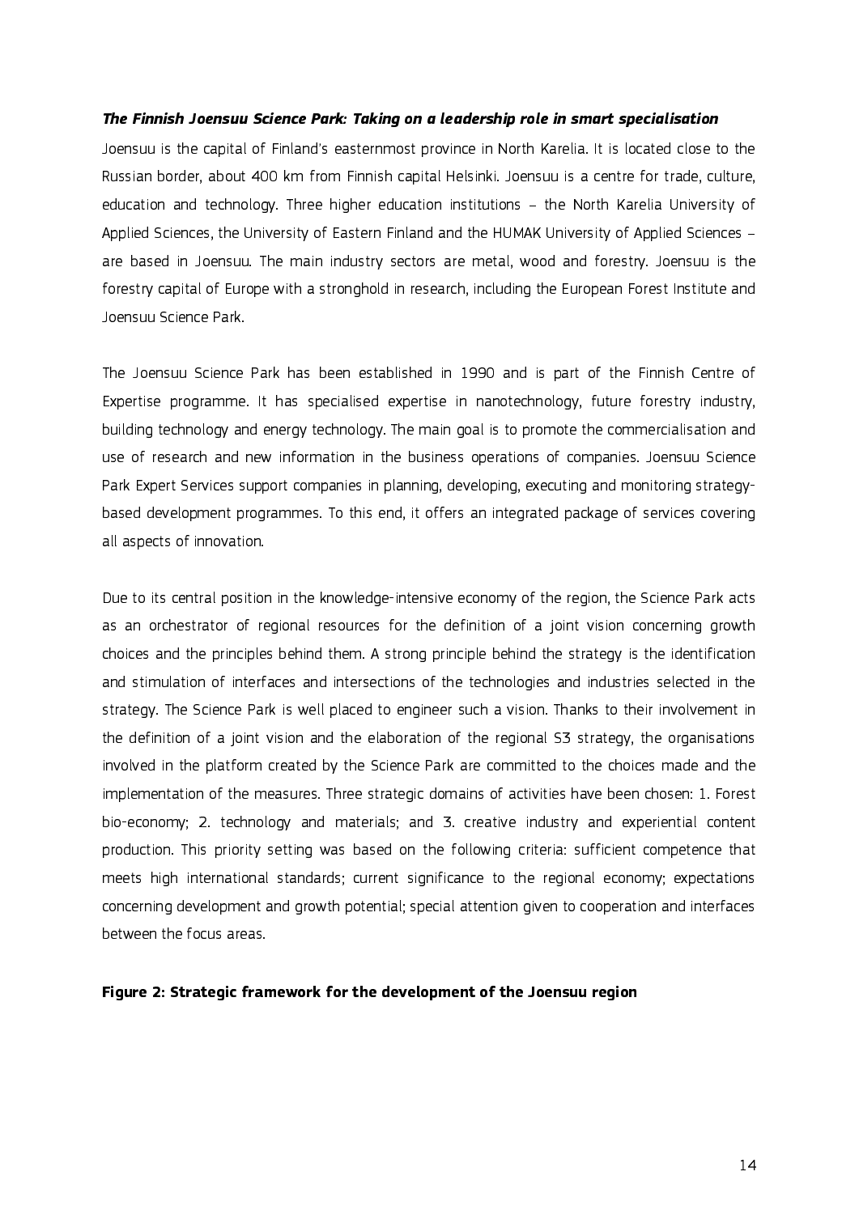***The Finnish Joensuu Science Park: Taking on a leadership role in smart specialisation***

Joensuu is the capital of Finland's easternmost province in North Karelia. It is located close to the Russian border, about 400 km from Finnish capital Helsinki. Joensuu is a centre for trade, culture, education and technology. Three higher education institutions – the North Karelia University of Applied Sciences, the University of Eastern Finland and the HUMAK University of Applied Sciences – are based in Joensuu. The main industry sectors are metal, wood and forestry. Joensuu is the forestry capital of Europe with a stronghold in research, including the European Forest Institute and Joensuu Science Park.

The Joensuu Science Park has been established in 1990 and is part of the Finnish Centre of Expertise programme. It has specialised expertise in nanotechnology, future forestry industry, building technology and energy technology. The main goal is to promote the commercialisation and use of research and new information in the business operations of companies. Joensuu Science Park Expert Services support companies in planning, developing, executing and monitoring strategy-based development programmes. To this end, it offers an integrated package of services covering all aspects of innovation.

Due to its central position in the knowledge-intensive economy of the region, the Science Park acts as an orchestrator of regional resources for the definition of a joint vision concerning growth choices and the principles behind them. A strong principle behind the strategy is the identification and stimulation of interfaces and intersections of the technologies and industries selected in the strategy. The Science Park is well placed to engineer such a vision. Thanks to their involvement in the definition of a joint vision and the elaboration of the regional S3 strategy, the organisations involved in the platform created by the Science Park are committed to the choices made and the implementation of the measures. Three strategic domains of activities have been chosen: 1. Forest bio-economy; 2. technology and materials; and 3. creative industry and experiential content production. This priority setting was based on the following criteria: sufficient competence that meets high international standards; current significance to the regional economy; expectations concerning development and growth potential; special attention given to cooperation and interfaces between the focus areas.

**Figure 2: Strategic framework for the development of the Joensuu region**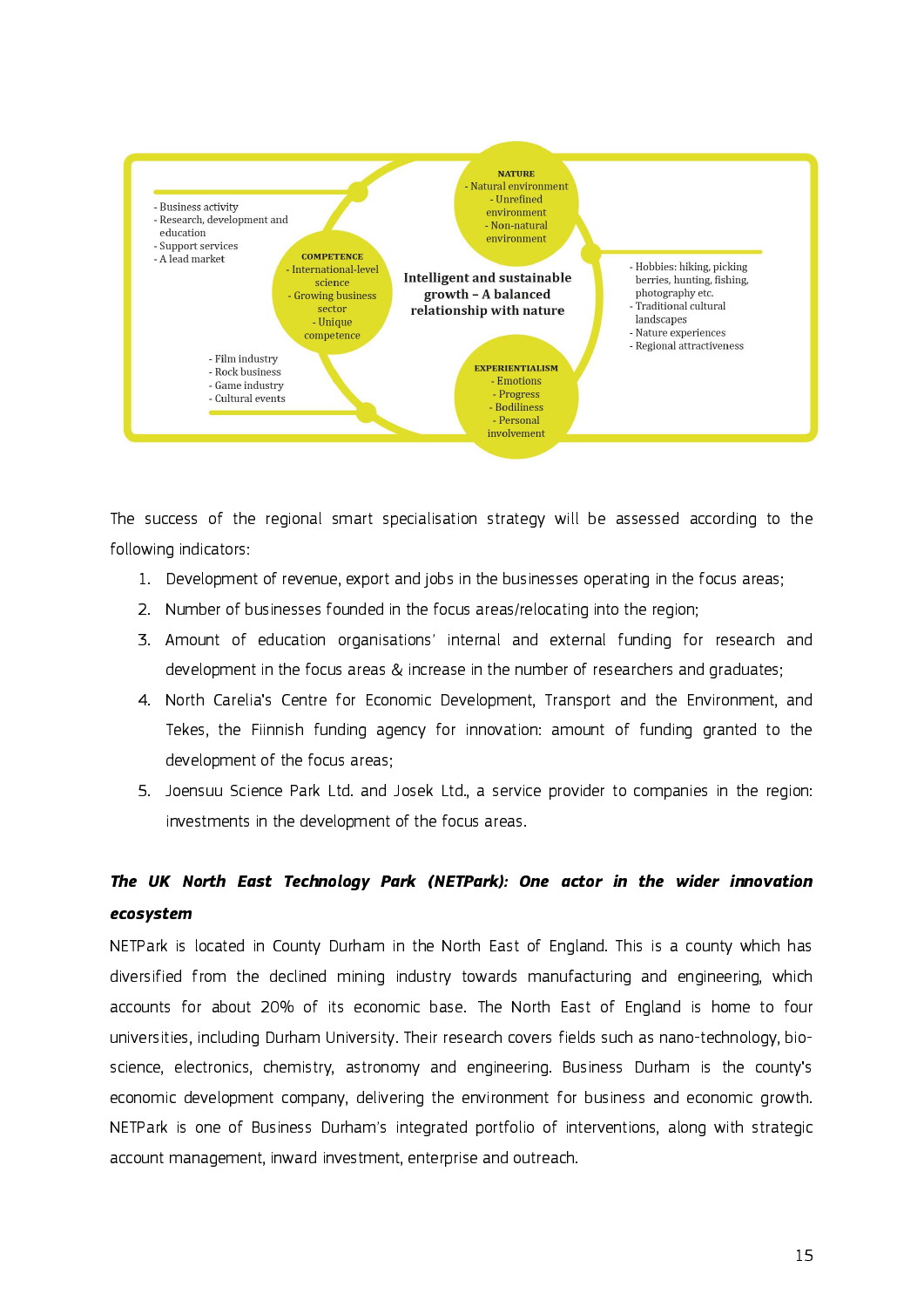NATURE
- Natural environment
- Unrefined environment
- Non-natural environment

- Business activity
- Research, development and education
- Support services
- A lead market

COMPETENCE
- International-level science
- Growing business sector
- Unique competence

**Intelligent and sustainable growth – A balanced relationship with nature**

- Hobbies: hiking, picking berries, hunting, fishing, photography etc.
- Traditional cultural landscapes
- Nature experiences
- Regional attractiveness

- Film industry
- Rock business
- Game industry
- Cultural events

EXPERIENTIALISM
- Emotions
- Progress
- Bodiliness
- Personal involvement

The success of the regional smart specialisation strategy will be assessed according to the following indicators:

1. Development of revenue, export and jobs in the businesses operating in the focus areas;
2. Number of businesses founded in the focus areas/relocating into the region;
3. Amount of education organisations' internal and external funding for research and development in the focus areas & increase in the number of researchers and graduates;
4. North Carelia's Centre for Economic Development, Transport and the Environment, and Tekes, the Fiinnish funding agency for innovation: amount of funding granted to the development of the focus areas;
5. Joensuu Science Park Ltd. and Josek Ltd., a service provider to companies in the region: investments in the development of the focus areas.

***The UK North East Technology Park (NETPark): One actor in the wider innovation ecosystem***

NETPark is located in County Durham in the North East of England. This is a county which has diversified from the declined mining industry towards manufacturing and engineering, which accounts for about 20% of its economic base. The North East of England is home to four universities, including Durham University. Their research covers fields such as nano-technology, bio-science, electronics, chemistry, astronomy and engineering. Business Durham is the county's economic development company, delivering the environment for business and economic growth. NETPark is one of Business Durham's integrated portfolio of interventions, along with strategic account management, inward investment, enterprise and outreach.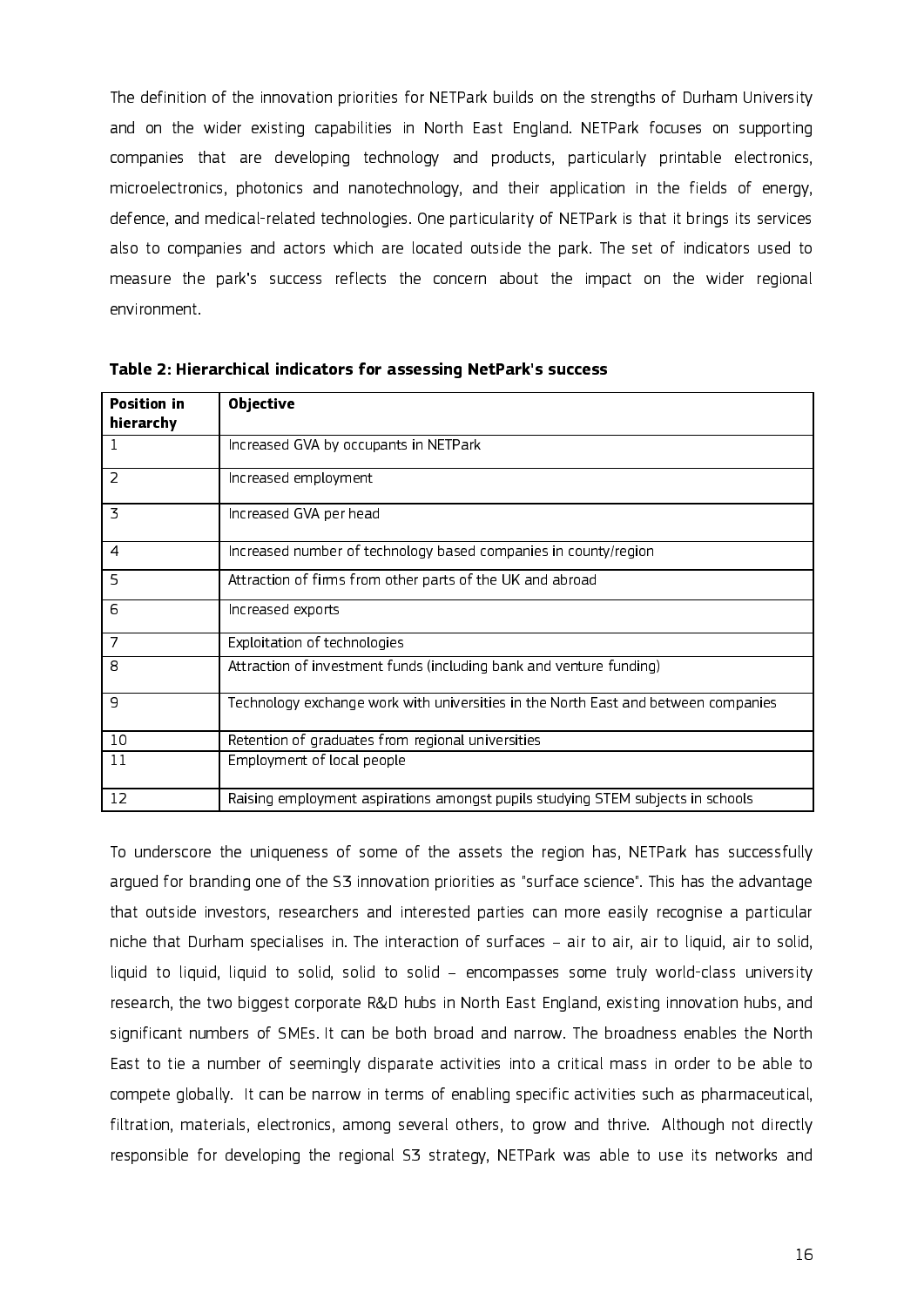The definition of the innovation priorities for NETPark builds on the strengths of Durham University and on the wider existing capabilities in North East England. NETPark focuses on supporting companies that are developing technology and products, particularly printable electronics, microelectronics, photonics and nanotechnology, and their application in the fields of energy, defence, and medical-related technologies. One particularity of NETPark is that it brings its services also to companies and actors which are located outside the park. The set of indicators used to measure the park's success reflects the concern about the impact on the wider regional environment.

**Table 2: Hierarchical indicators for assessing NetPark's success**

| Position in hierarchy | Objective |
|---|---|
| 1 | Increased GVA by occupants in NETPark |
| 2 | Increased employment |
| 3 | Increased GVA per head |
| 4 | Increased number of technology based companies in county/region |
| 5 | Attraction of firms from other parts of the UK and abroad |
| 6 | Increased exports |
| 7 | Exploitation of technologies |
| 8 | Attraction of investment funds (including bank and venture funding) |
| 9 | Technology exchange work with universities in the North East and between companies |
| 10 | Retention of graduates from regional universities |
| 11 | Employment of local people |
| 12 | Raising employment aspirations amongst pupils studying STEM subjects in schools |

To underscore the uniqueness of some of the assets the region has, NETPark has successfully argued for branding one of the S3 innovation priorities as "surface science". This has the advantage that outside investors, researchers and interested parties can more easily recognise a particular niche that Durham specialises in. The interaction of surfaces – air to air, air to liquid, air to solid, liquid to liquid, liquid to solid, solid to solid – encompasses some truly world-class university research, the two biggest corporate R&D hubs in North East England, existing innovation hubs, and significant numbers of SMEs. It can be both broad and narrow. The broadness enables the North East to tie a number of seemingly disparate activities into a critical mass in order to be able to compete globally. It can be narrow in terms of enabling specific activities such as pharmaceutical, filtration, materials, electronics, among several others, to grow and thrive. Although not directly responsible for developing the regional S3 strategy, NETPark was able to use its networks and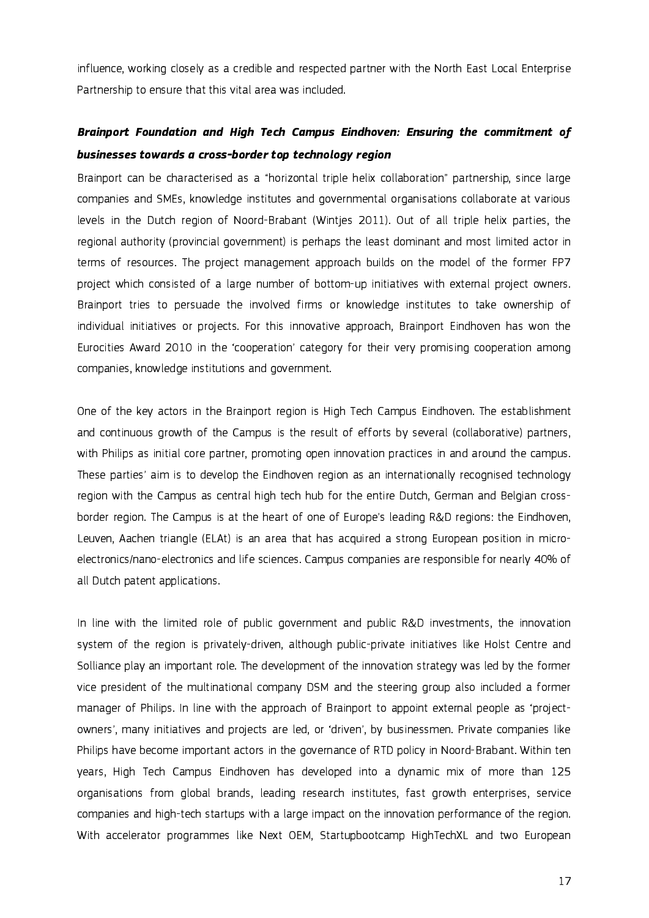influence, working closely as a credible and respected partner with the North East Local Enterprise Partnership to ensure that this vital area was included.

### *Brainport Foundation and High Tech Campus Eindhoven: Ensuring the commitment of businesses towards a cross-border top technology region*

Brainport can be characterised as a "horizontal triple helix collaboration" partnership, since large companies and SMEs, knowledge institutes and governmental organisations collaborate at various levels in the Dutch region of Noord-Brabant (Wintjes 2011). Out of all triple helix parties, the regional authority (provincial government) is perhaps the least dominant and most limited actor in terms of resources. The project management approach builds on the model of the former FP7 project which consisted of a large number of bottom-up initiatives with external project owners. Brainport tries to persuade the involved firms or knowledge institutes to take ownership of individual initiatives or projects. For this innovative approach, Brainport Eindhoven has won the Eurocities Award 2010 in the 'cooperation' category for their very promising cooperation among companies, knowledge institutions and government.

One of the key actors in the Brainport region is High Tech Campus Eindhoven. The establishment and continuous growth of the Campus is the result of efforts by several (collaborative) partners, with Philips as initial core partner, promoting open innovation practices in and around the campus. These parties' aim is to develop the Eindhoven region as an internationally recognised technology region with the Campus as central high tech hub for the entire Dutch, German and Belgian cross-border region. The Campus is at the heart of one of Europe's leading R&D regions: the Eindhoven, Leuven, Aachen triangle (ELAt) is an area that has acquired a strong European position in micro-electronics/nano-electronics and life sciences. Campus companies are responsible for nearly 40% of all Dutch patent applications.

In line with the limited role of public government and public R&D investments, the innovation system of the region is privately-driven, although public-private initiatives like Holst Centre and Solliance play an important role. The development of the innovation strategy was led by the former vice president of the multinational company DSM and the steering group also included a former manager of Philips. In line with the approach of Brainport to appoint external people as 'project-owners', many initiatives and projects are led, or 'driven', by businessmen. Private companies like Philips have become important actors in the governance of RTD policy in Noord-Brabant. Within ten years, High Tech Campus Eindhoven has developed into a dynamic mix of more than 125 organisations from global brands, leading research institutes, fast growth enterprises, service companies and high-tech startups with a large impact on the innovation performance of the region. With accelerator programmes like Next OEM, Startupbootcamp HighTechXL and two European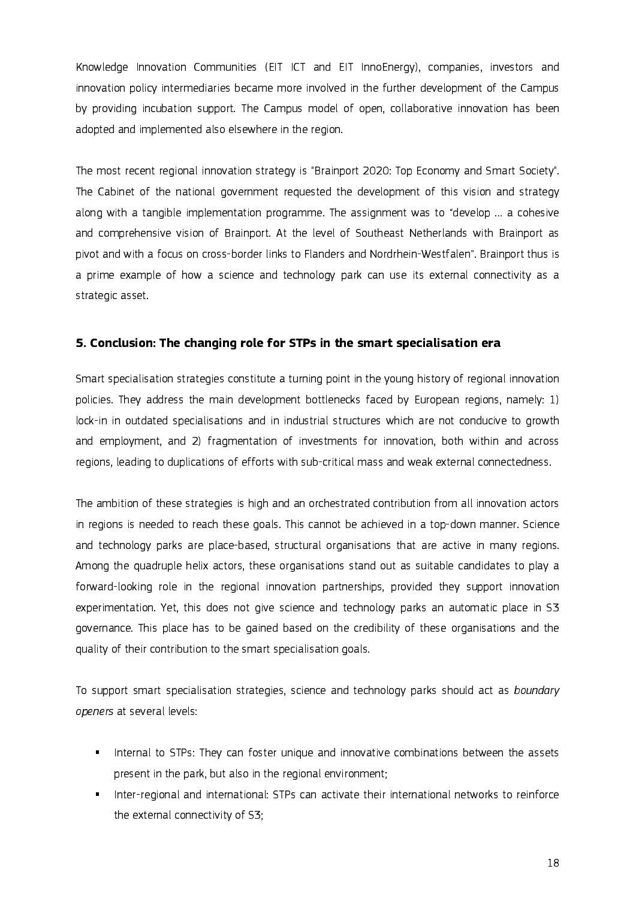Knowledge Innovation Communities (EIT ICT and EIT InnoEnergy), companies, investors and innovation policy intermediaries became more involved in the further development of the Campus by providing incubation support. The Campus model of open, collaborative innovation has been adopted and implemented also elsewhere in the region.

The most recent regional innovation strategy is "Brainport 2020: Top Economy and Smart Society". The Cabinet of the national government requested the development of this vision and strategy along with a tangible implementation programme. The assignment was to "develop … a cohesive and comprehensive vision of Brainport. At the level of Southeast Netherlands with Brainport as pivot and with a focus on cross-border links to Flanders and Nordrhein-Westfalen". Brainport thus is a prime example of how a science and technology park can use its external connectivity as a strategic asset.

## 5. Conclusion: The changing role for STPs in the smart specialisation era

Smart specialisation strategies constitute a turning point in the young history of regional innovation policies. They address the main development bottlenecks faced by European regions, namely: 1) lock-in in outdated specialisations and in industrial structures which are not conducive to growth and employment, and 2) fragmentation of investments for innovation, both within and across regions, leading to duplications of efforts with sub-critical mass and weak external connectedness.

The ambition of these strategies is high and an orchestrated contribution from all innovation actors in regions is needed to reach these goals. This cannot be achieved in a top-down manner. Science and technology parks are place-based, structural organisations that are active in many regions. Among the quadruple helix actors, these organisations stand out as suitable candidates to play a forward-looking role in the regional innovation partnerships, provided they support innovation experimentation. Yet, this does not give science and technology parks an automatic place in S3 governance. This place has to be gained based on the credibility of these organisations and the quality of their contribution to the smart specialisation goals.

To support smart specialisation strategies, science and technology parks should act as *boundary openers* at several levels:

- Internal to STPs: They can foster unique and innovative combinations between the assets present in the park, but also in the regional environment;
- Inter-regional and international: STPs can activate their international networks to reinforce the external connectivity of S3;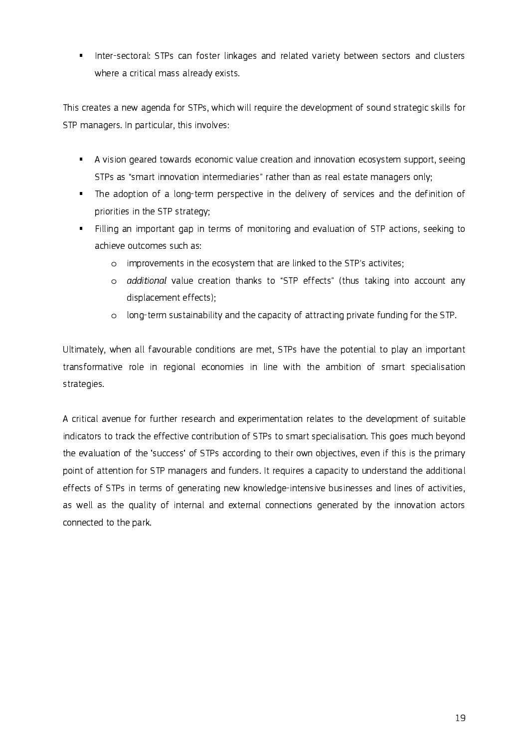- Inter-sectoral: STPs can foster linkages and related variety between sectors and clusters where a critical mass already exists.

This creates a new agenda for STPs, which will require the development of sound strategic skills for STP managers. In particular, this involves:

- A vision geared towards economic value creation and innovation ecosystem support, seeing STPs as "smart innovation intermediaries" rather than as real estate managers only;
- The adoption of a long-term perspective in the delivery of services and the definition of priorities in the STP strategy;
- Filling an important gap in terms of monitoring and evaluation of STP actions, seeking to achieve outcomes such as:
  - improvements in the ecosystem that are linked to the STP's activites;
  - *additional* value creation thanks to "STP effects" (thus taking into account any displacement effects);
  - long-term sustainability and the capacity of attracting private funding for the STP.

Ultimately, when all favourable conditions are met, STPs have the potential to play an important transformative role in regional economies in line with the ambition of smart specialisation strategies.

A critical avenue for further research and experimentation relates to the development of suitable indicators to track the effective contribution of STPs to smart specialisation. This goes much beyond the evaluation of the 'success' of STPs according to their own objectives, even if this is the primary point of attention for STP managers and funders. It requires a capacity to understand the additional effects of STPs in terms of generating new knowledge-intensive businesses and lines of activities, as well as the quality of internal and external connections generated by the innovation actors connected to the park.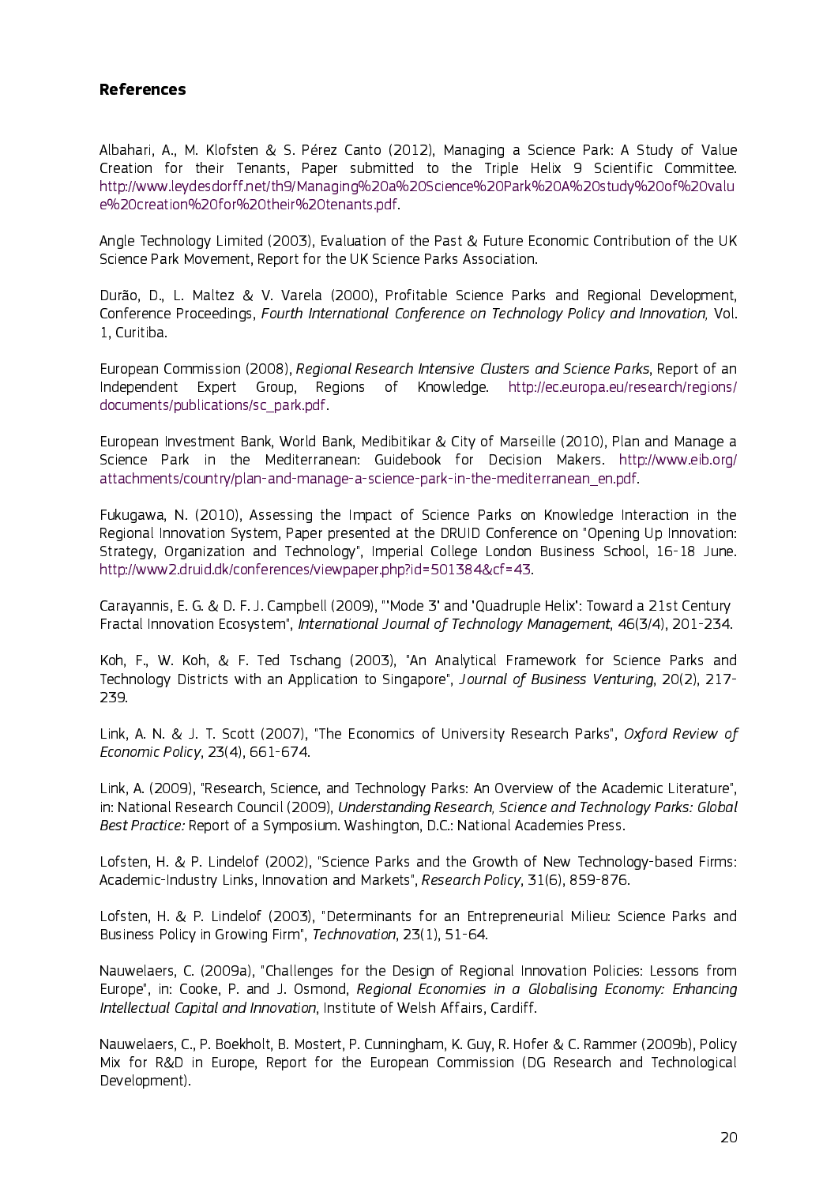## References

Albahari, A., M. Klofsten & S. Pérez Canto (2012), Managing a Science Park: A Study of Value Creation for their Tenants, Paper submitted to the Triple Helix 9 Scientific Committee. http://www.leydesdorff.net/th9/Managing%20a%20Science%20Park%20A%20study%20of%20value%20creation%20for%20their%20tenants.pdf.

Angle Technology Limited (2003), Evaluation of the Past & Future Economic Contribution of the UK Science Park Movement, Report for the UK Science Parks Association.

Durão, D., L. Maltez & V. Varela (2000), Profitable Science Parks and Regional Development, Conference Proceedings, *Fourth International Conference on Technology Policy and Innovation*, Vol. 1, Curitiba.

European Commission (2008), *Regional Research Intensive Clusters and Science Parks*, Report of an Independent Expert Group, Regions of Knowledge. http://ec.europa.eu/research/regions/documents/publications/sc_park.pdf.

European Investment Bank, World Bank, Medibitikar & City of Marseille (2010), Plan and Manage a Science Park in the Mediterranean: Guidebook for Decision Makers. http://www.eib.org/attachments/country/plan-and-manage-a-science-park-in-the-mediterranean_en.pdf.

Fukugawa, N. (2010), Assessing the Impact of Science Parks on Knowledge Interaction in the Regional Innovation System, Paper presented at the DRUID Conference on "Opening Up Innovation: Strategy, Organization and Technology", Imperial College London Business School, 16-18 June. http://www2.druid.dk/conferences/viewpaper.php?id=501384&cf=43.

Carayannis, E. G. & D. F. J. Campbell (2009), "'Mode 3' and 'Quadruple Helix': Toward a 21st Century Fractal Innovation Ecosystem", *International Journal of Technology Management*, 46(3/4), 201-234.

Koh, F., W. Koh, & F. Ted Tschang (2003), "An Analytical Framework for Science Parks and Technology Districts with an Application to Singapore", *Journal of Business Venturing*, 20(2), 217-239.

Link, A. N. & J. T. Scott (2007), "The Economics of University Research Parks", *Oxford Review of Economic Policy*, 23(4), 661-674.

Link, A. (2009), "Research, Science, and Technology Parks: An Overview of the Academic Literature", in: National Research Council (2009), *Understanding Research, Science and Technology Parks: Global Best Practice:* Report of a Symposium. Washington, D.C.: National Academies Press.

Lofsten, H. & P. Lindelof (2002), "Science Parks and the Growth of New Technology-based Firms: Academic-Industry Links, Innovation and Markets", *Research Policy*, 31(6), 859-876.

Lofsten, H. & P. Lindelof (2003), "Determinants for an Entrepreneurial Milieu: Science Parks and Business Policy in Growing Firm", *Technovation*, 23(1), 51-64.

Nauwelaers, C. (2009a), "Challenges for the Design of Regional Innovation Policies: Lessons from Europe", in: Cooke, P. and J. Osmond, *Regional Economies in a Globalising Economy: Enhancing Intellectual Capital and Innovation*, Institute of Welsh Affairs, Cardiff.

Nauwelaers, C., P. Boekholt, B. Mostert, P. Cunningham, K. Guy, R. Hofer & C. Rammer (2009b), Policy Mix for R&D in Europe, Report for the European Commission (DG Research and Technological Development).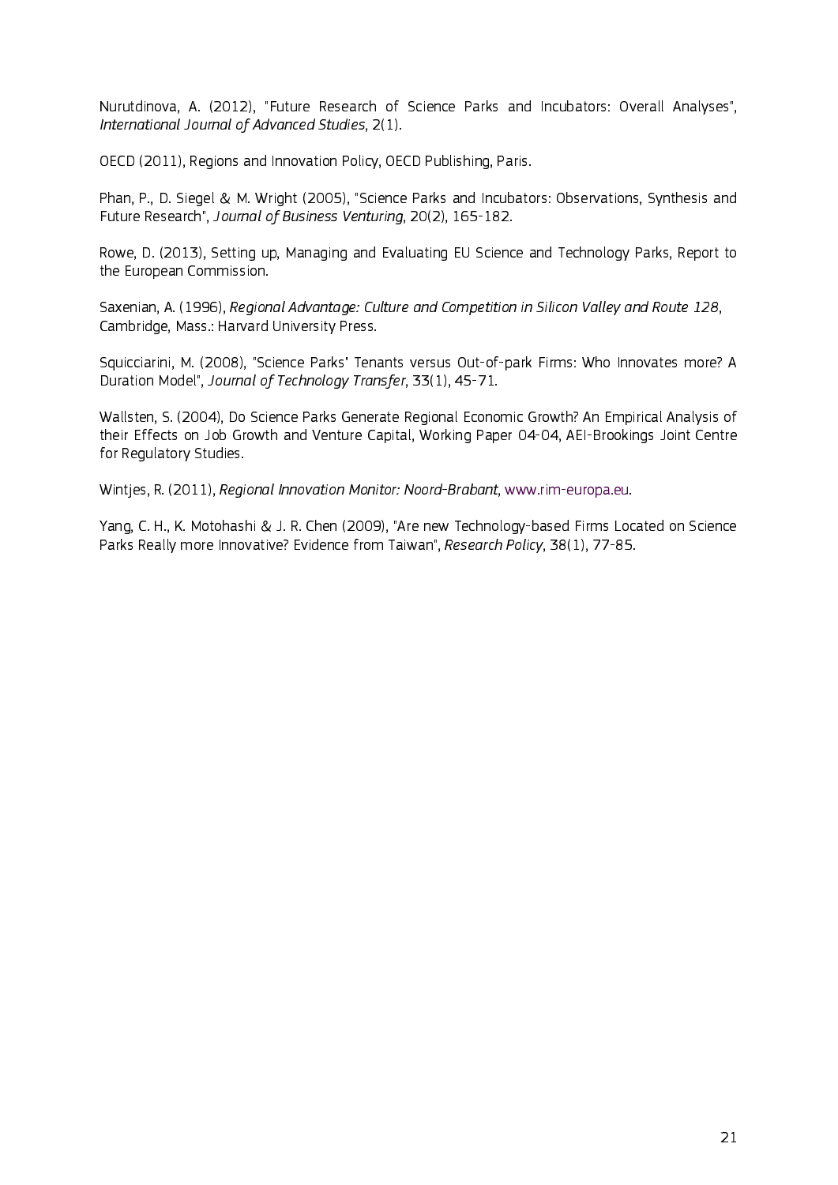Nurutdinova, A. (2012), "Future Research of Science Parks and Incubators: Overall Analyses", *International Journal of Advanced Studies*, 2(1).

OECD (2011), Regions and Innovation Policy, OECD Publishing, Paris.

Phan, P., D. Siegel & M. Wright (2005), "Science Parks and Incubators: Observations, Synthesis and Future Research", *Journal of Business Venturing*, 20(2), 165-182.

Rowe, D. (2013), Setting up, Managing and Evaluating EU Science and Technology Parks, Report to the European Commission.

Saxenian, A. (1996), *Regional Advantage: Culture and Competition in Silicon Valley and Route 128*, Cambridge, Mass.: Harvard University Press.

Squicciarini, M. (2008), "Science Parks' Tenants versus Out-of-park Firms: Who Innovates more? A Duration Model", *Journal of Technology Transfer*, 33(1), 45-71.

Wallsten, S. (2004), Do Science Parks Generate Regional Economic Growth? An Empirical Analysis of their Effects on Job Growth and Venture Capital, Working Paper 04-04, AEI-Brookings Joint Centre for Regulatory Studies.

Wintjes, R. (2011), *Regional Innovation Monitor: Noord-Brabant*, www.rim-europa.eu.

Yang, C. H., K. Motohashi & J. R. Chen (2009), "Are new Technology-based Firms Located on Science Parks Really more Innovative? Evidence from Taiwan", *Research Policy*, 38(1), 77-85.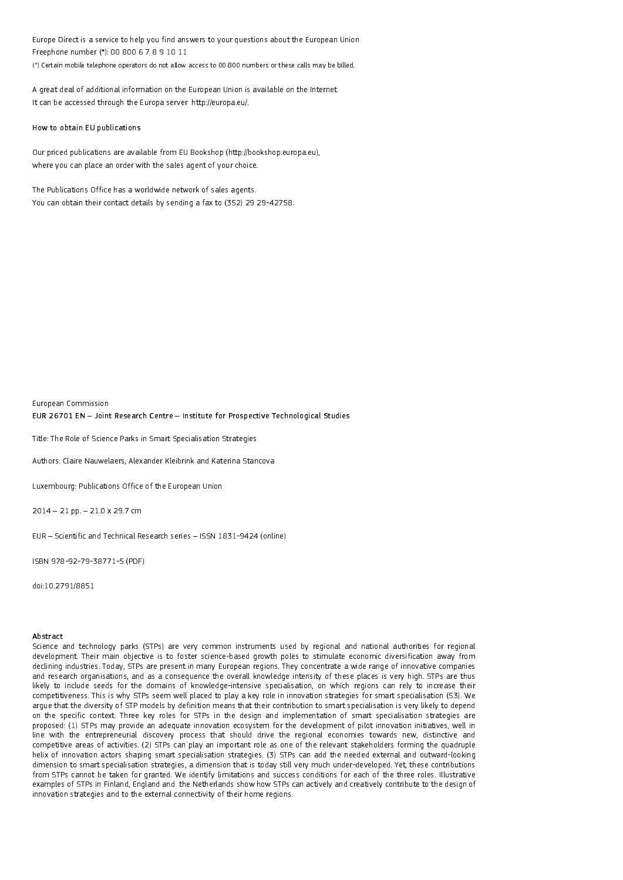Europe Direct is a service to help you find answers to your questions about the European Union
Freephone number (*): 00 800 6 7 8 9 10 11
(*) Certain mobile telephone operators do not allow access to 00 800 numbers or these calls may be billed.

A great deal of additional information on the European Union is available on the Internet.
It can be accessed through the Europa server http://europa.eu/.

**How to obtain EU publications**

Our priced publications are available from EU Bookshop (http://bookshop.europa.eu),
where you can place an order with the sales agent of your choice.

The Publications Office has a worldwide network of sales agents.
You can obtain their contact details by sending a fax to (352) 29 29-42758.

European Commission
**EUR 26701 EN – Joint Research Centre – Institute for Prospective Technological Studies**

Title: The Role of Science Parks in Smart Specialisation Strategies

Authors: Claire Nauwelaers, Alexander Kleibrink and Katerina Stancova

Luxembourg: Publications Office of the European Union

2014 – 21 pp. – 21.0 x 29.7 cm

EUR – Scientific and Technical Research series – ISSN 1831-9424 (online)

ISBN 978-92-79-38771-5 (PDF)

doi:10.2791/8851

**Abstract**

Science and technology parks (STPs) are very common instruments used by regional and national authorities for regional development. Their main objective is to foster science-based growth poles to stimulate economic diversification away from declining industries. Today, STPs are present in many European regions. They concentrate a wide range of innovative companies and research organisations, and as a consequence the overall knowledge intensity of these places is very high. STPs are thus likely to include seeds for the domains of knowledge-intensive specialisation, on which regions can rely to increase their competitiveness. This is why STPs seem well placed to play a key role in innovation strategies for smart specialisation (S3). We argue that the diversity of STP models by definition means that their contribution to smart specialisation is very likely to depend on the specific context. Three key roles for STPs in the design and implementation of smart specialisation strategies are proposed: (1) STPs may provide an adequate innovation ecosystem for the development of pilot innovation initiatives, well in line with the entrepreneurial discovery process that should drive the regional economies towards new, distinctive and competitive areas of activities. (2) STPs can play an important role as one of the relevant stakeholders forming the quadruple helix of innovation actors shaping smart specialisation strategies. (3) STPs can add the needed external and outward-looking dimension to smart specialisation strategies, a dimension that is today still very much under-developed. Yet, these contributions from STPs cannot be taken for granted. We identify limitations and success conditions for each of the three roles. Illustrative examples of STPs in Finland, England and the Netherlands show how STPs can actively and creatively contribute to the design of innovation strategies and to the external connectivity of their home regions.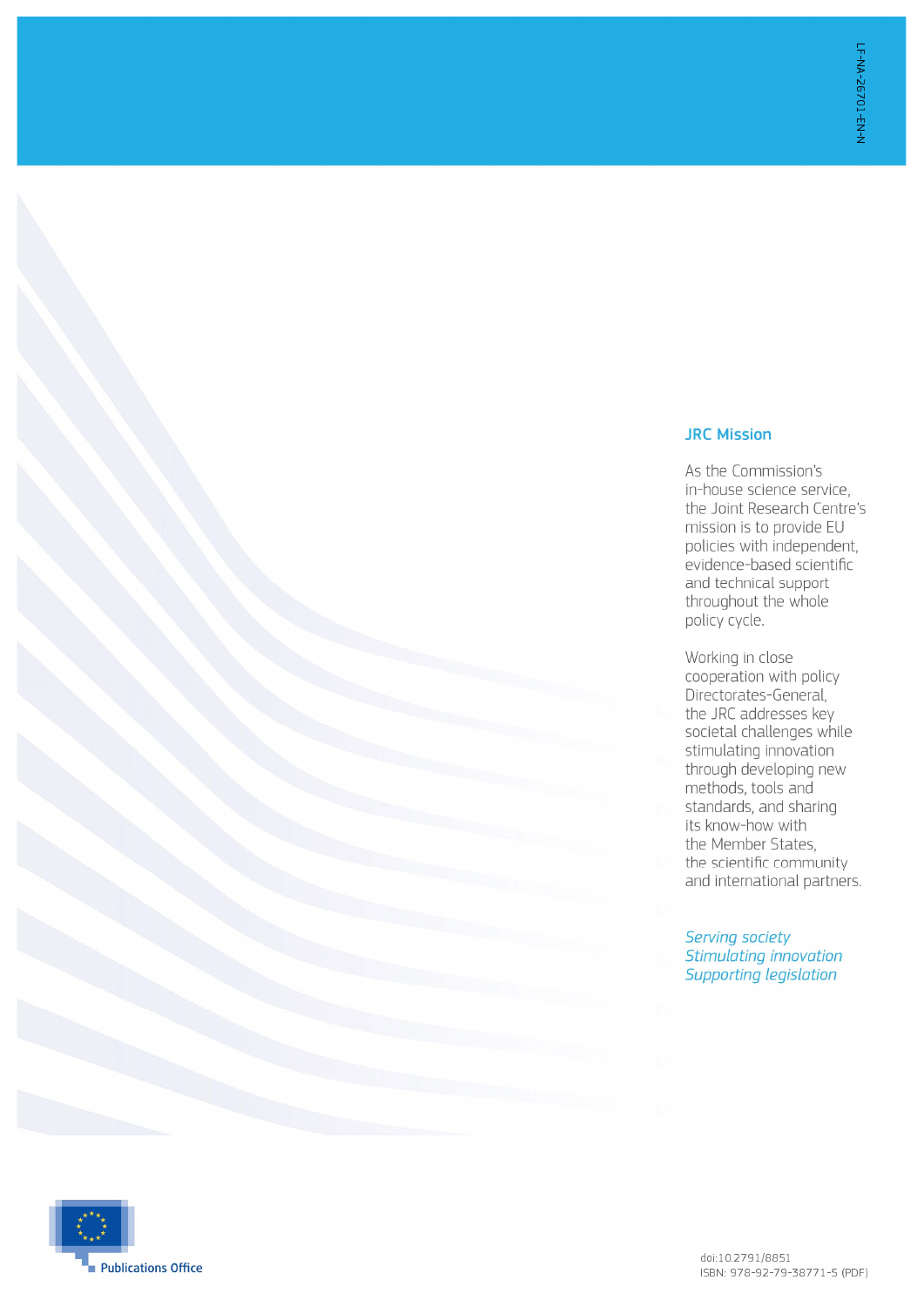LF-NA-26701-EN-N

## JRC Mission

As the Commission's in-house science service, the Joint Research Centre's mission is to provide EU policies with independent, evidence-based scientific and technical support throughout the whole policy cycle.

Working in close cooperation with policy Directorates-General, the JRC addresses key societal challenges while stimulating innovation through developing new methods, tools and standards, and sharing its know-how with the Member States, the scientific community and international partners.

*Serving society*
*Stimulating innovation*
*Supporting legislation*

Publications Office

doi:10.2791/8851
ISBN: 978-92-79-38771-5 (PDF)